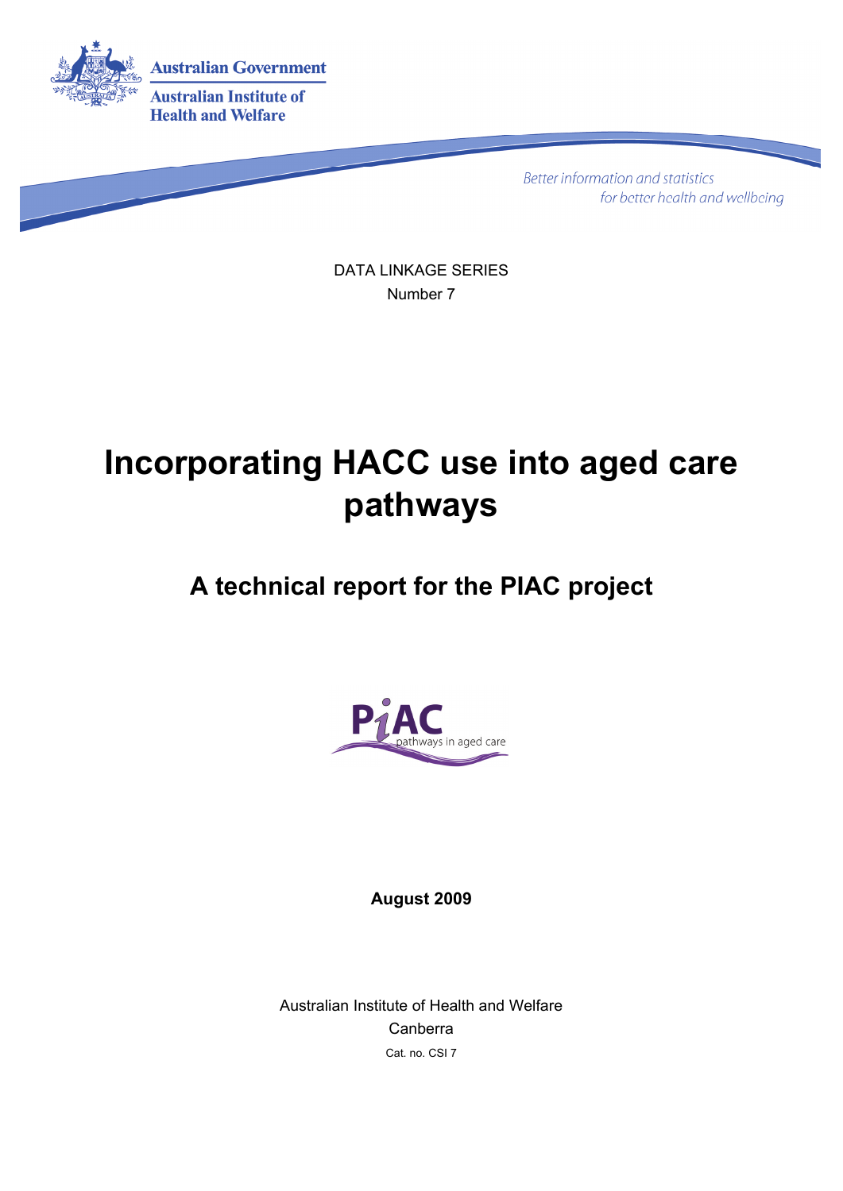Australian Government

Australian Institute of Health and Welfare

*Better information and statistics for better health and wellbeing*

DATA LINKAGE SERIES

Number 7

# Incorporating HACC use into aged care pathways

## A technical report for the PIAC project

PIAC pathways in aged care

**August 2009**

Australian Institute of Health and Welfare

Canberra

Cat. no. CSI 7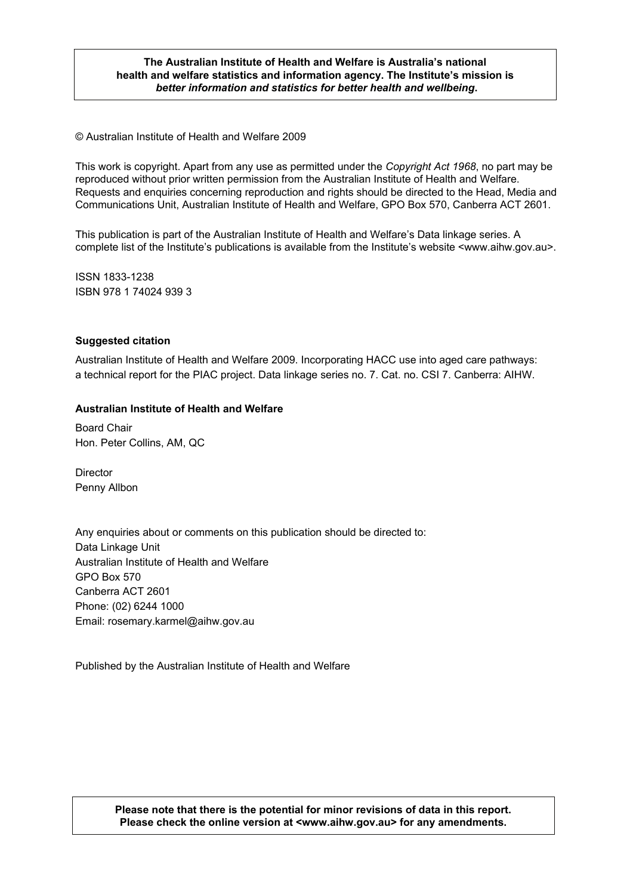**The Australian Institute of Health and Welfare is Australia's national health and welfare statistics and information agency. The Institute's mission is *better information and statistics for better health and wellbeing*.**

© Australian Institute of Health and Welfare 2009

This work is copyright. Apart from any use as permitted under the *Copyright Act 1968*, no part may be reproduced without prior written permission from the Australian Institute of Health and Welfare. Requests and enquiries concerning reproduction and rights should be directed to the Head, Media and Communications Unit, Australian Institute of Health and Welfare, GPO Box 570, Canberra ACT 2601.

This publication is part of the Australian Institute of Health and Welfare's Data linkage series. A complete list of the Institute's publications is available from the Institute's website <www.aihw.gov.au>.

ISSN 1833-1238
ISBN 978 1 74024 939 3

**Suggested citation**

Australian Institute of Health and Welfare 2009. Incorporating HACC use into aged care pathways: a technical report for the PIAC project. Data linkage series no. 7. Cat. no. CSI 7. Canberra: AIHW.

**Australian Institute of Health and Welfare**

Board Chair
Hon. Peter Collins, AM, QC

Director
Penny Allbon

Any enquiries about or comments on this publication should be directed to:
Data Linkage Unit
Australian Institute of Health and Welfare
GPO Box 570
Canberra ACT 2601
Phone: (02) 6244 1000
Email: rosemary.karmel@aihw.gov.au

Published by the Australian Institute of Health and Welfare

**Please note that there is the potential for minor revisions of data in this report. Please check the online version at <www.aihw.gov.au> for any amendments.**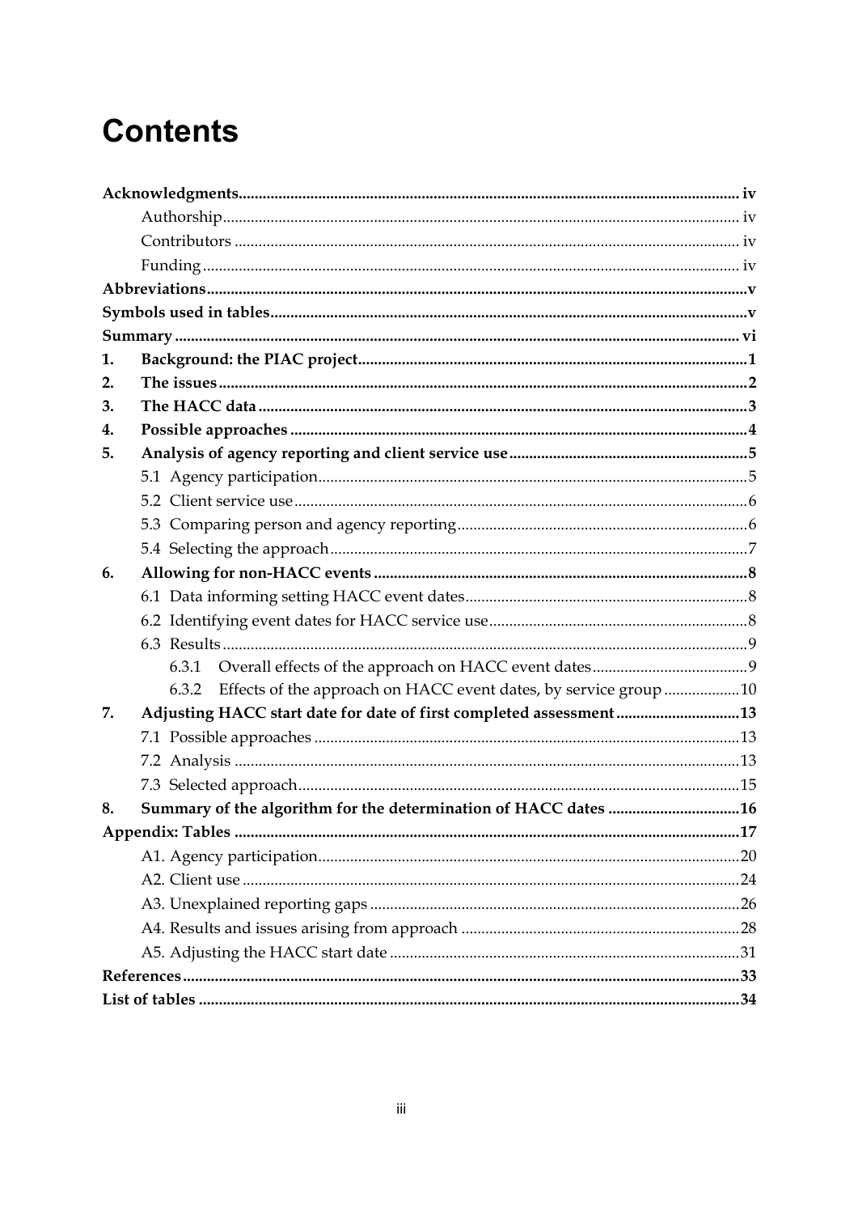# Contents

**Acknowledgments** ..... **iv**

Authorship ..... iv

Contributors ..... iv

Funding ..... iv

**Abbreviations** ..... **v**

**Symbols used in tables** ..... **v**

**Summary** ..... **vi**

**1. Background: the PIAC project** ..... **1**

**2. The issues** ..... **2**

**3. The HACC data** ..... **3**

**4. Possible approaches** ..... **4**

**5. Analysis of agency reporting and client service use** ..... **5**

5.1 Agency participation ..... 5

5.2 Client service use ..... 6

5.3 Comparing person and agency reporting ..... 6

5.4 Selecting the approach ..... 7

**6. Allowing for non-HACC events** ..... **8**

6.1 Data informing setting HACC event dates ..... 8

6.2 Identifying event dates for HACC service use ..... 8

6.3 Results ..... 9

6.3.1 Overall effects of the approach on HACC event dates ..... 9

6.3.2 Effects of the approach on HACC event dates, by service group ..... 10

**7. Adjusting HACC start date for date of first completed assessment** ..... **13**

7.1 Possible approaches ..... 13

7.2 Analysis ..... 13

7.3 Selected approach ..... 15

**8. Summary of the algorithm for the determination of HACC dates** ..... **16**

**Appendix: Tables** ..... **17**

A1. Agency participation ..... 20

A2. Client use ..... 24

A3. Unexplained reporting gaps ..... 26

A4. Results and issues arising from approach ..... 28

A5. Adjusting the HACC start date ..... 31

**References** ..... **33**

**List of tables** ..... **34**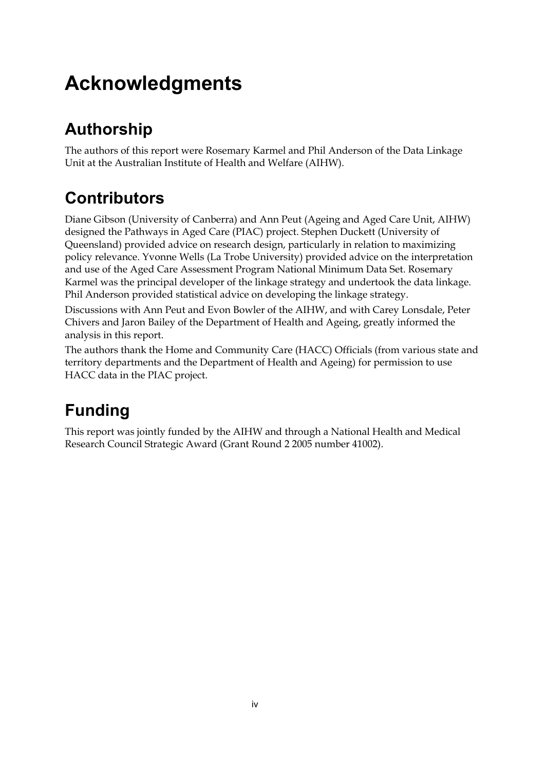# Acknowledgments

## Authorship

The authors of this report were Rosemary Karmel and Phil Anderson of the Data Linkage Unit at the Australian Institute of Health and Welfare (AIHW).

## Contributors

Diane Gibson (University of Canberra) and Ann Peut (Ageing and Aged Care Unit, AIHW) designed the Pathways in Aged Care (PIAC) project. Stephen Duckett (University of Queensland) provided advice on research design, particularly in relation to maximizing policy relevance. Yvonne Wells (La Trobe University) provided advice on the interpretation and use of the Aged Care Assessment Program National Minimum Data Set. Rosemary Karmel was the principal developer of the linkage strategy and undertook the data linkage. Phil Anderson provided statistical advice on developing the linkage strategy.

Discussions with Ann Peut and Evon Bowler of the AIHW, and with Carey Lonsdale, Peter Chivers and Jaron Bailey of the Department of Health and Ageing, greatly informed the analysis in this report.

The authors thank the Home and Community Care (HACC) Officials (from various state and territory departments and the Department of Health and Ageing) for permission to use HACC data in the PIAC project.

## Funding

This report was jointly funded by the AIHW and through a National Health and Medical Research Council Strategic Award (Grant Round 2 2005 number 41002).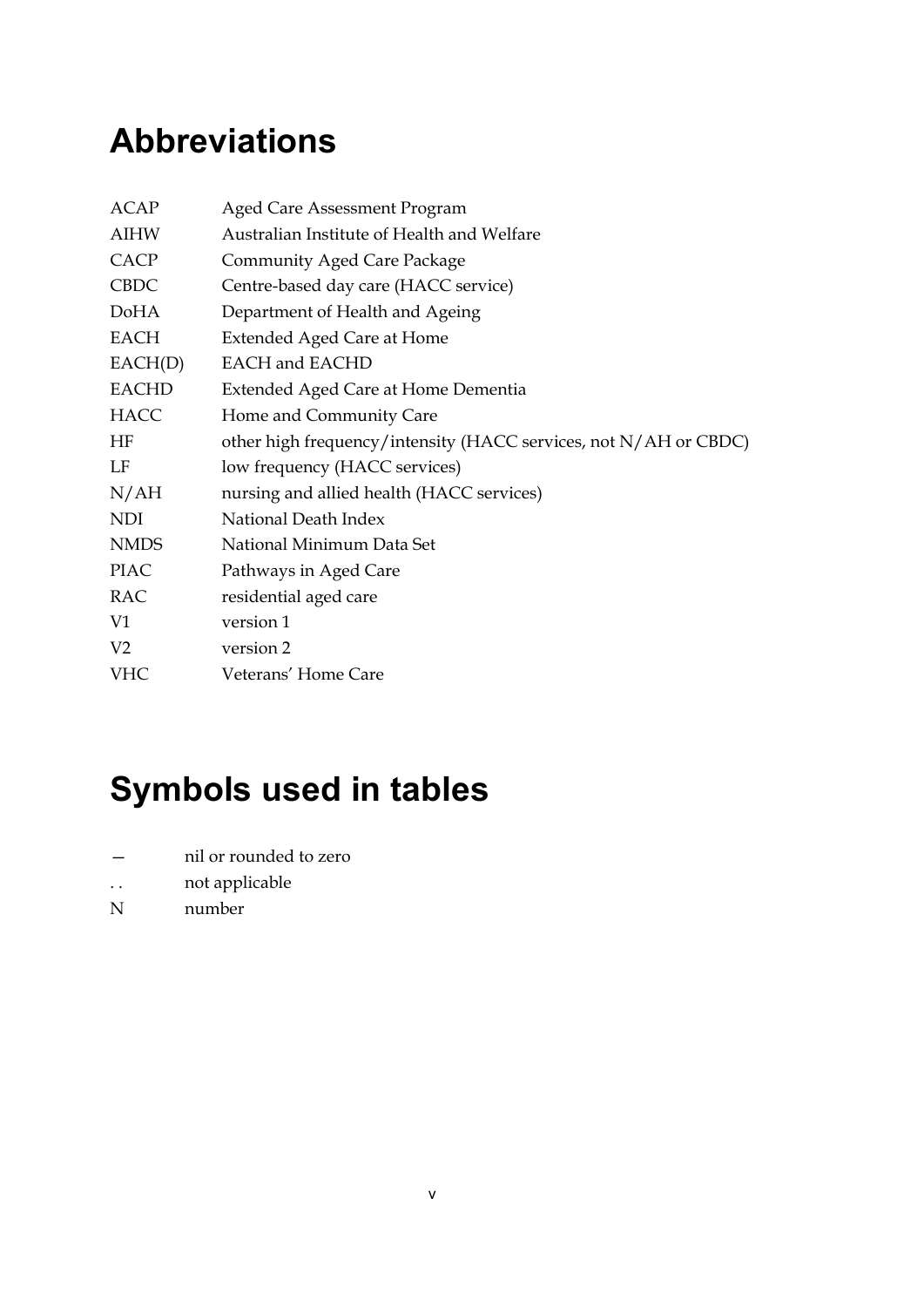# Abbreviations

| | |
|---|---|
| ACAP | Aged Care Assessment Program |
| AIHW | Australian Institute of Health and Welfare |
| CACP | Community Aged Care Package |
| CBDC | Centre-based day care (HACC service) |
| DoHA | Department of Health and Ageing |
| EACH | Extended Aged Care at Home |
| EACH(D) | EACH and EACHD |
| EACHD | Extended Aged Care at Home Dementia |
| HACC | Home and Community Care |
| HF | other high frequency/intensity (HACC services, not N/AH or CBDC) |
| LF | low frequency (HACC services) |
| N/AH | nursing and allied health (HACC services) |
| NDI | National Death Index |
| NMDS | National Minimum Data Set |
| PIAC | Pathways in Aged Care |
| RAC | residential aged care |
| V1 | version 1 |
| V2 | version 2 |
| VHC | Veterans' Home Care |

# Symbols used in tables

| | |
|---|---|
| — | nil or rounded to zero |
| . . | not applicable |
| N | number |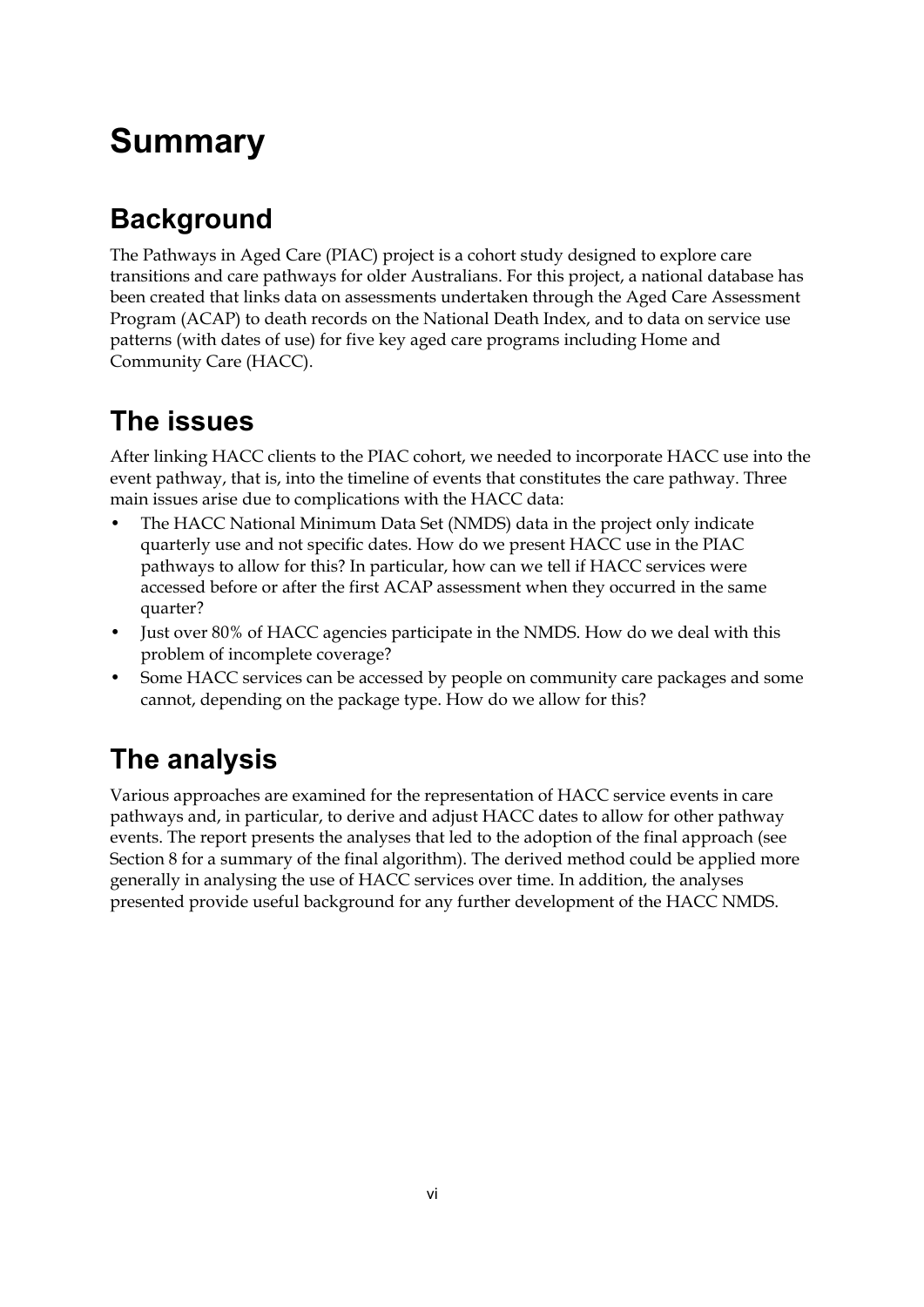# Summary

## Background

The Pathways in Aged Care (PIAC) project is a cohort study designed to explore care transitions and care pathways for older Australians. For this project, a national database has been created that links data on assessments undertaken through the Aged Care Assessment Program (ACAP) to death records on the National Death Index, and to data on service use patterns (with dates of use) for five key aged care programs including Home and Community Care (HACC).

## The issues

After linking HACC clients to the PIAC cohort, we needed to incorporate HACC use into the event pathway, that is, into the timeline of events that constitutes the care pathway. Three main issues arise due to complications with the HACC data:

- The HACC National Minimum Data Set (NMDS) data in the project only indicate quarterly use and not specific dates. How do we present HACC use in the PIAC pathways to allow for this? In particular, how can we tell if HACC services were accessed before or after the first ACAP assessment when they occurred in the same quarter?
- Just over 80% of HACC agencies participate in the NMDS. How do we deal with this problem of incomplete coverage?
- Some HACC services can be accessed by people on community care packages and some cannot, depending on the package type. How do we allow for this?

## The analysis

Various approaches are examined for the representation of HACC service events in care pathways and, in particular, to derive and adjust HACC dates to allow for other pathway events. The report presents the analyses that led to the adoption of the final approach (see Section 8 for a summary of the final algorithm). The derived method could be applied more generally in analysing the use of HACC services over time. In addition, the analyses presented provide useful background for any further development of the HACC NMDS.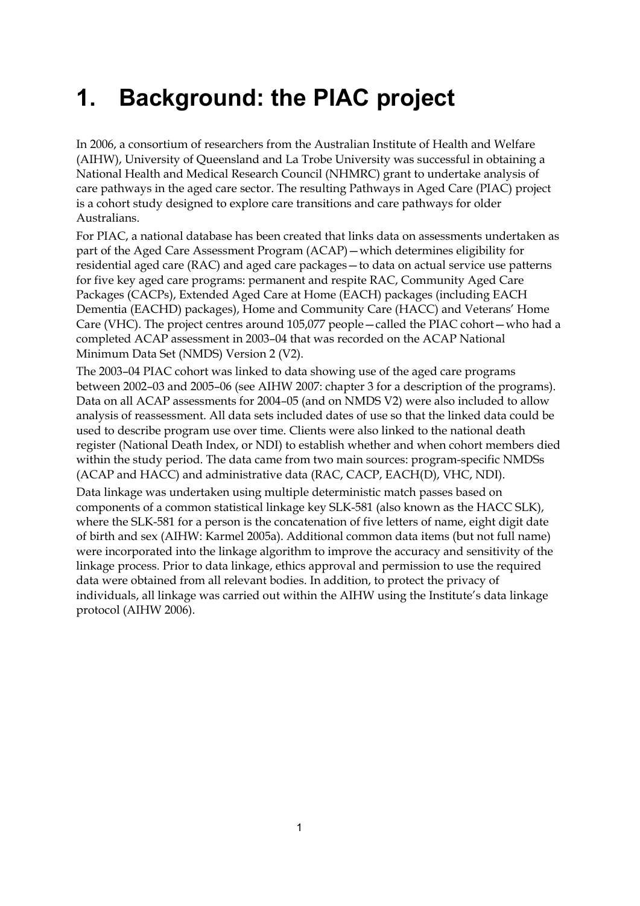# 1. Background: the PIAC project

In 2006, a consortium of researchers from the Australian Institute of Health and Welfare (AIHW), University of Queensland and La Trobe University was successful in obtaining a National Health and Medical Research Council (NHMRC) grant to undertake analysis of care pathways in the aged care sector. The resulting Pathways in Aged Care (PIAC) project is a cohort study designed to explore care transitions and care pathways for older Australians.

For PIAC, a national database has been created that links data on assessments undertaken as part of the Aged Care Assessment Program (ACAP)—which determines eligibility for residential aged care (RAC) and aged care packages—to data on actual service use patterns for five key aged care programs: permanent and respite RAC, Community Aged Care Packages (CACPs), Extended Aged Care at Home (EACH) packages (including EACH Dementia (EACHD) packages), Home and Community Care (HACC) and Veterans' Home Care (VHC). The project centres around 105,077 people—called the PIAC cohort—who had a completed ACAP assessment in 2003–04 that was recorded on the ACAP National Minimum Data Set (NMDS) Version 2 (V2).

The 2003–04 PIAC cohort was linked to data showing use of the aged care programs between 2002–03 and 2005–06 (see AIHW 2007: chapter 3 for a description of the programs). Data on all ACAP assessments for 2004–05 (and on NMDS V2) were also included to allow analysis of reassessment. All data sets included dates of use so that the linked data could be used to describe program use over time. Clients were also linked to the national death register (National Death Index, or NDI) to establish whether and when cohort members died within the study period. The data came from two main sources: program-specific NMDSs (ACAP and HACC) and administrative data (RAC, CACP, EACH(D), VHC, NDI).

Data linkage was undertaken using multiple deterministic match passes based on components of a common statistical linkage key SLK-581 (also known as the HACC SLK), where the SLK-581 for a person is the concatenation of five letters of name, eight digit date of birth and sex (AIHW: Karmel 2005a). Additional common data items (but not full name) were incorporated into the linkage algorithm to improve the accuracy and sensitivity of the linkage process. Prior to data linkage, ethics approval and permission to use the required data were obtained from all relevant bodies. In addition, to protect the privacy of individuals, all linkage was carried out within the AIHW using the Institute's data linkage protocol (AIHW 2006).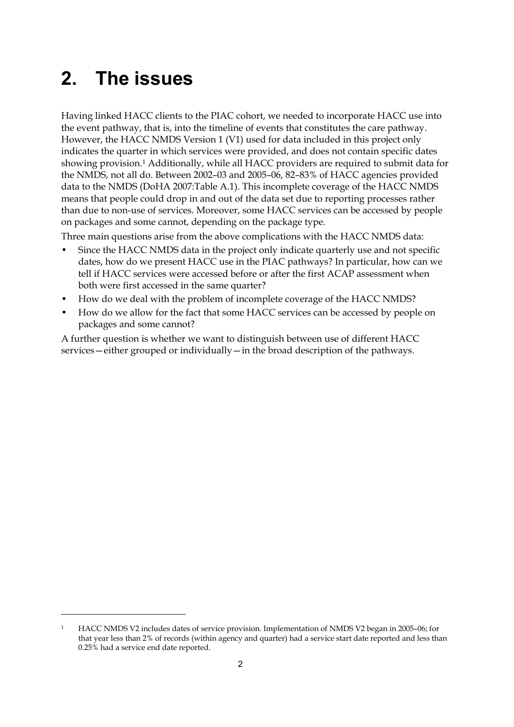# 2. The issues

Having linked HACC clients to the PIAC cohort, we needed to incorporate HACC use into the event pathway, that is, into the timeline of events that constitutes the care pathway. However, the HACC NMDS Version 1 (V1) used for data included in this project only indicates the quarter in which services were provided, and does not contain specific dates showing provision.[1] Additionally, while all HACC providers are required to submit data for the NMDS, not all do. Between 2002–03 and 2005–06, 82–83% of HACC agencies provided data to the NMDS (DoHA 2007:Table A.1). This incomplete coverage of the HACC NMDS means that people could drop in and out of the data set due to reporting processes rather than due to non-use of services. Moreover, some HACC services can be accessed by people on packages and some cannot, depending on the package type.

Three main questions arise from the above complications with the HACC NMDS data:

- Since the HACC NMDS data in the project only indicate quarterly use and not specific dates, how do we present HACC use in the PIAC pathways? In particular, how can we tell if HACC services were accessed before or after the first ACAP assessment when both were first accessed in the same quarter?
- How do we deal with the problem of incomplete coverage of the HACC NMDS?
- How do we allow for the fact that some HACC services can be accessed by people on packages and some cannot?

A further question is whether we want to distinguish between use of different HACC services—either grouped or individually—in the broad description of the pathways.

---

[1] HACC NMDS V2 includes dates of service provision. Implementation of NMDS V2 began in 2005–06; for that year less than 2% of records (within agency and quarter) had a service start date reported and less than 0.25% had a service end date reported.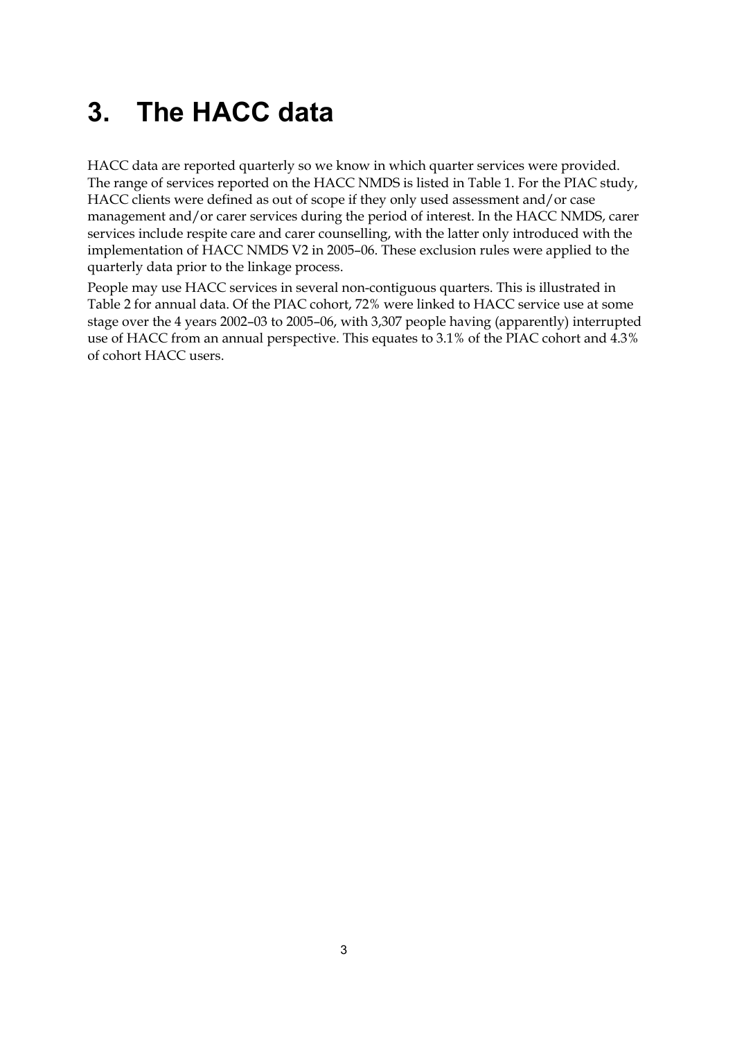# 3. The HACC data

HACC data are reported quarterly so we know in which quarter services were provided. The range of services reported on the HACC NMDS is listed in Table 1. For the PIAC study, HACC clients were defined as out of scope if they only used assessment and/or case management and/or carer services during the period of interest. In the HACC NMDS, carer services include respite care and carer counselling, with the latter only introduced with the implementation of HACC NMDS V2 in 2005–06. These exclusion rules were applied to the quarterly data prior to the linkage process.

People may use HACC services in several non-contiguous quarters. This is illustrated in Table 2 for annual data. Of the PIAC cohort, 72% were linked to HACC service use at some stage over the 4 years 2002–03 to 2005–06, with 3,307 people having (apparently) interrupted use of HACC from an annual perspective. This equates to 3.1% of the PIAC cohort and 4.3% of cohort HACC users.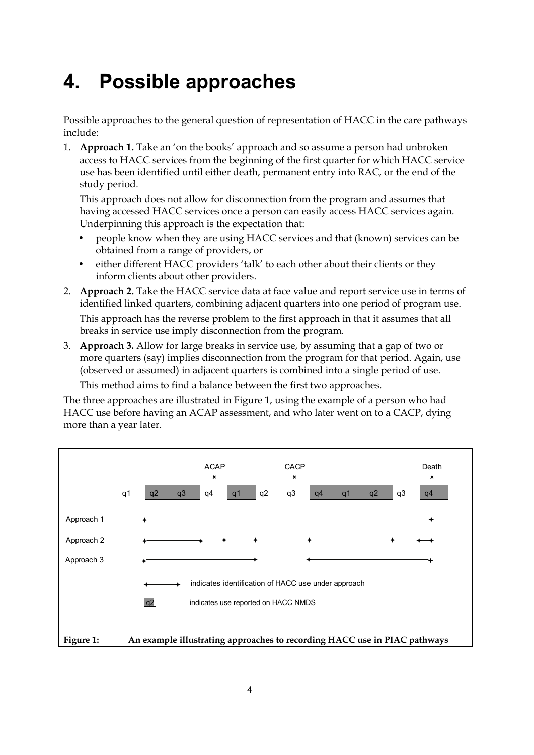// Figure 1 was not detected as an image, so its printed labels are written out as plain lines.
# 4. Possible approaches

Possible approaches to the general question of representation of HACC in the care pathways include:

1. **Approach 1.** Take an 'on the books' approach and so assume a person had unbroken access to HACC services from the beginning of the first quarter for which HACC service use has been identified until either death, permanent entry into RAC, or the end of the study period.

   This approach does not allow for disconnection from the program and assumes that having accessed HACC services once a person can easily access HACC services again. Underpinning this approach is the expectation that:

   - people know when they are using HACC services and that (known) services can be obtained from a range of providers, or
   - either different HACC providers 'talk' to each other about their clients or they inform clients about other providers.

2. **Approach 2.** Take the HACC service data at face value and report service use in terms of identified linked quarters, combining adjacent quarters into one period of program use.

   This approach has the reverse problem to the first approach in that it assumes that all breaks in service use imply disconnection from the program.

3. **Approach 3.** Allow for large breaks in service use, by assuming that a gap of two or more quarters (say) implies disconnection from the program for that period. Again, use (observed or assumed) in adjacent quarters is combined into a single period of use.

   This method aims to find a balance between the first two approaches.

The three approaches are illustrated in Figure 1, using the example of a person who had HACC use before having an ACAP assessment, and who later went on to a CACP, dying more than a year later.

ACAP

CACP

Death

q1 q2 q3 q4 q1 q2 q3 q4 q1 q2 q3 q4

Approach 1

Approach 2

Approach 3

indicates identification of HACC use under approach

q2 indicates use reported on HACC NMDS

**Figure 1: An example illustrating approaches to recording HACC use in PIAC pathways**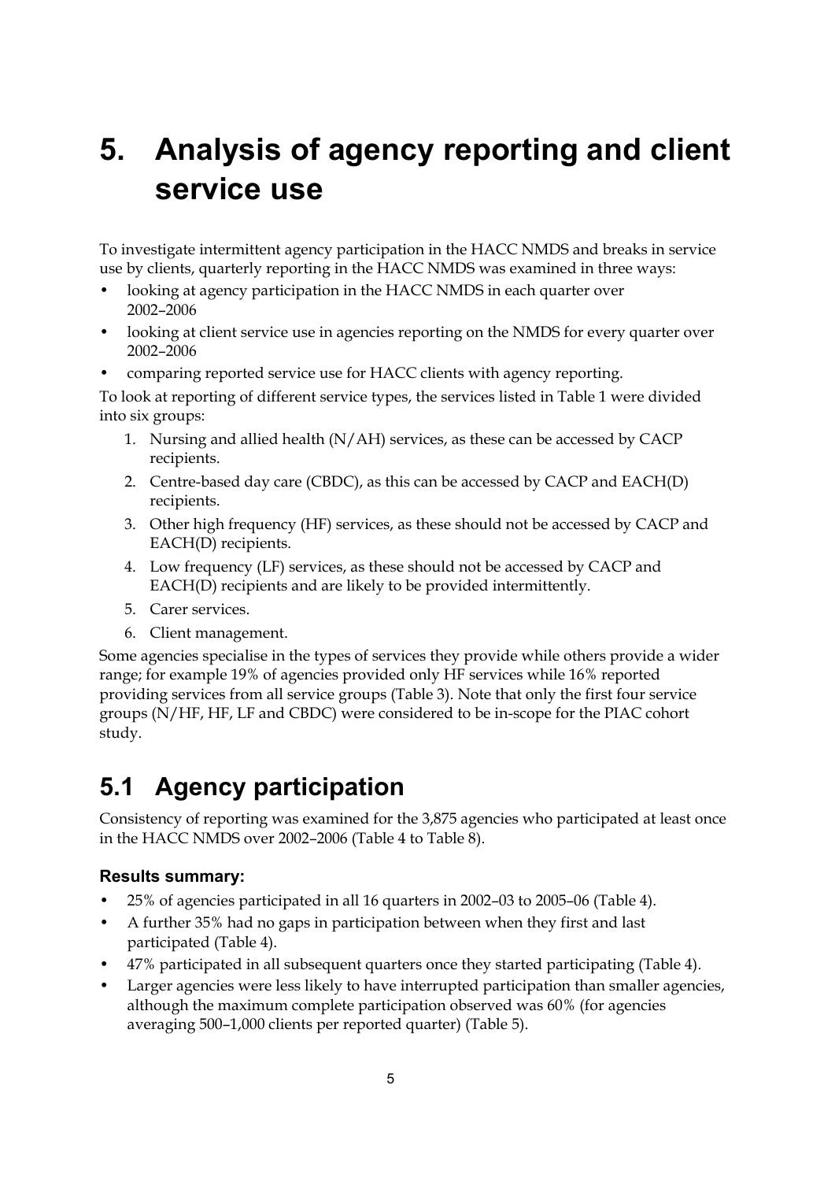// Analysis of agency reporting and client service use
# 5. Analysis of agency reporting and client service use

To investigate intermittent agency participation in the HACC NMDS and breaks in service use by clients, quarterly reporting in the HACC NMDS was examined in three ways:

- looking at agency participation in the HACC NMDS in each quarter over 2002–2006
- looking at client service use in agencies reporting on the NMDS for every quarter over 2002–2006
- comparing reported service use for HACC clients with agency reporting.

To look at reporting of different service types, the services listed in Table 1 were divided into six groups:

1. Nursing and allied health (N/AH) services, as these can be accessed by CACP recipients.
2. Centre-based day care (CBDC), as this can be accessed by CACP and EACH(D) recipients.
3. Other high frequency (HF) services, as these should not be accessed by CACP and EACH(D) recipients.
4. Low frequency (LF) services, as these should not be accessed by CACP and EACH(D) recipients and are likely to be provided intermittently.
5. Carer services.
6. Client management.

Some agencies specialise in the types of services they provide while others provide a wider range; for example 19% of agencies provided only HF services while 16% reported providing services from all service groups (Table 3). Note that only the first four service groups (N/HF, HF, LF and CBDC) were considered to be in-scope for the PIAC cohort study.

## 5.1 Agency participation

Consistency of reporting was examined for the 3,875 agencies who participated at least once in the HACC NMDS over 2002–2006 (Table 4 to Table 8).

### Results summary:

- 25% of agencies participated in all 16 quarters in 2002–03 to 2005–06 (Table 4).
- A further 35% had no gaps in participation between when they first and last participated (Table 4).
- 47% participated in all subsequent quarters once they started participating (Table 4).
- Larger agencies were less likely to have interrupted participation than smaller agencies, although the maximum complete participation observed was 60% (for agencies averaging 500–1,000 clients per reported quarter) (Table 5).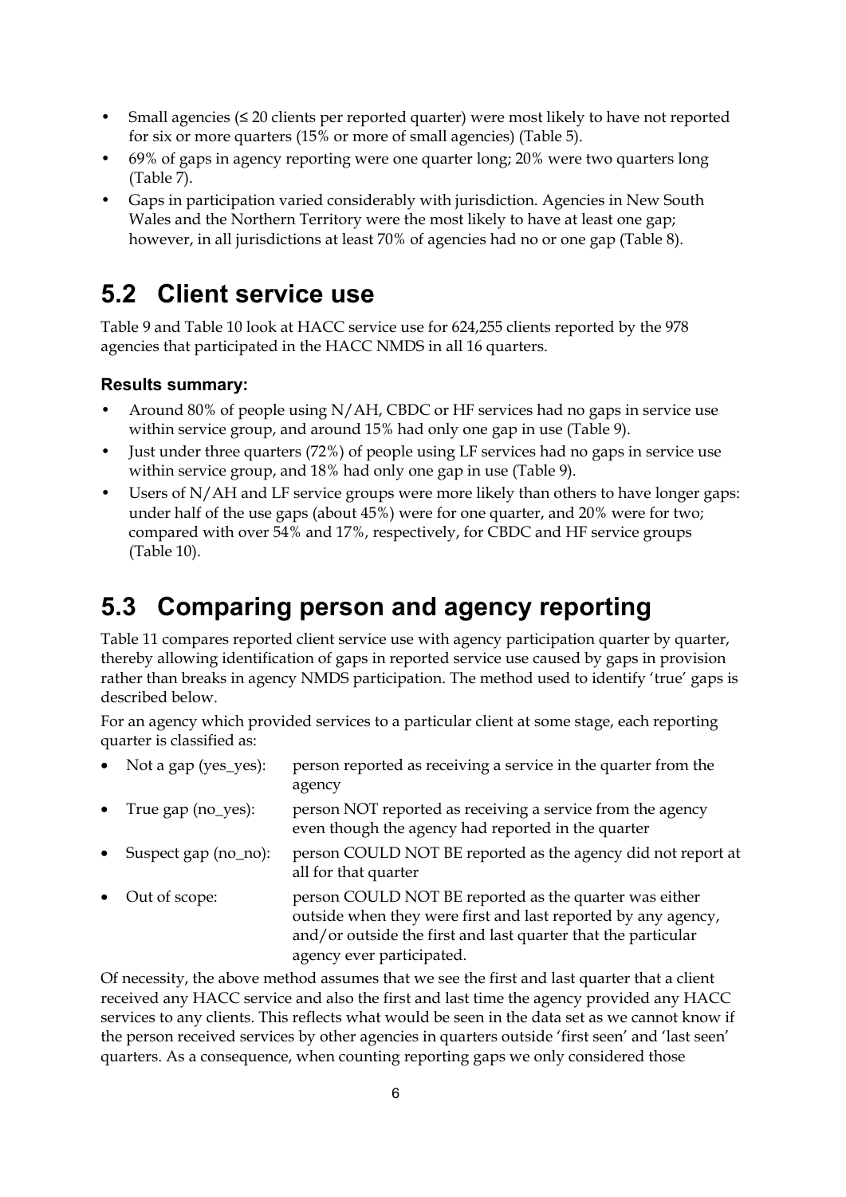- Small agencies (≤ 20 clients per reported quarter) were most likely to have not reported for six or more quarters (15% or more of small agencies) (Table 5).
- 69% of gaps in agency reporting were one quarter long; 20% were two quarters long (Table 7).
- Gaps in participation varied considerably with jurisdiction. Agencies in New South Wales and the Northern Territory were the most likely to have at least one gap; however, in all jurisdictions at least 70% of agencies had no or one gap (Table 8).

## 5.2 Client service use

Table 9 and Table 10 look at HACC service use for 624,255 clients reported by the 978 agencies that participated in the HACC NMDS in all 16 quarters.

### Results summary:

- Around 80% of people using N/AH, CBDC or HF services had no gaps in service use within service group, and around 15% had only one gap in use (Table 9).
- Just under three quarters (72%) of people using LF services had no gaps in service use within service group, and 18% had only one gap in use (Table 9).
- Users of N/AH and LF service groups were more likely than others to have longer gaps: under half of the use gaps (about 45%) were for one quarter, and 20% were for two; compared with over 54% and 17%, respectively, for CBDC and HF service groups (Table 10).

## 5.3 Comparing person and agency reporting

Table 11 compares reported client service use with agency participation quarter by quarter, thereby allowing identification of gaps in reported service use caused by gaps in provision rather than breaks in agency NMDS participation. The method used to identify 'true' gaps is described below.

For an agency which provided services to a particular client at some stage, each reporting quarter is classified as:

- Not a gap (yes_yes): person reported as receiving a service in the quarter from the agency
- True gap (no_yes): person NOT reported as receiving a service from the agency even though the agency had reported in the quarter
- Suspect gap (no_no): person COULD NOT BE reported as the agency did not report at all for that quarter
- Out of scope: person COULD NOT BE reported as the quarter was either outside when they were first and last reported by any agency, and/or outside the first and last quarter that the particular agency ever participated.

Of necessity, the above method assumes that we see the first and last quarter that a client received any HACC service and also the first and last time the agency provided any HACC services to any clients. This reflects what would be seen in the data set as we cannot know if the person received services by other agencies in quarters outside 'first seen' and 'last seen' quarters. As a consequence, when counting reporting gaps we only considered those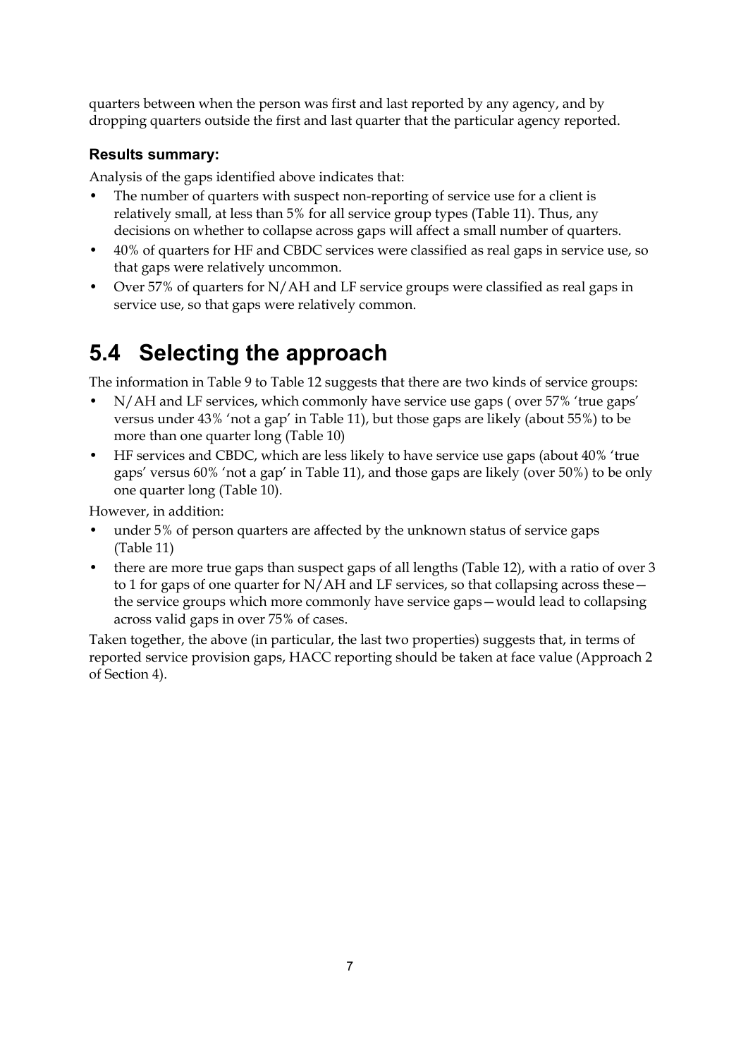quarters between when the person was first and last reported by any agency, and by dropping quarters outside the first and last quarter that the particular agency reported.

### Results summary:

Analysis of the gaps identified above indicates that:

- The number of quarters with suspect non-reporting of service use for a client is relatively small, at less than 5% for all service group types (Table 11). Thus, any decisions on whether to collapse across gaps will affect a small number of quarters.
- 40% of quarters for HF and CBDC services were classified as real gaps in service use, so that gaps were relatively uncommon.
- Over 57% of quarters for N/AH and LF service groups were classified as real gaps in service use, so that gaps were relatively common.

## 5.4 Selecting the approach

The information in Table 9 to Table 12 suggests that there are two kinds of service groups:

- N/AH and LF services, which commonly have service use gaps ( over 57% 'true gaps' versus under 43% 'not a gap' in Table 11), but those gaps are likely (about 55%) to be more than one quarter long (Table 10)
- HF services and CBDC, which are less likely to have service use gaps (about 40% 'true gaps' versus 60% 'not a gap' in Table 11), and those gaps are likely (over 50%) to be only one quarter long (Table 10).

However, in addition:

- under 5% of person quarters are affected by the unknown status of service gaps (Table 11)
- there are more true gaps than suspect gaps of all lengths (Table 12), with a ratio of over 3 to 1 for gaps of one quarter for N/AH and LF services, so that collapsing across these—the service groups which more commonly have service gaps—would lead to collapsing across valid gaps in over 75% of cases.

Taken together, the above (in particular, the last two properties) suggests that, in terms of reported service provision gaps, HACC reporting should be taken at face value (Approach 2 of Section 4).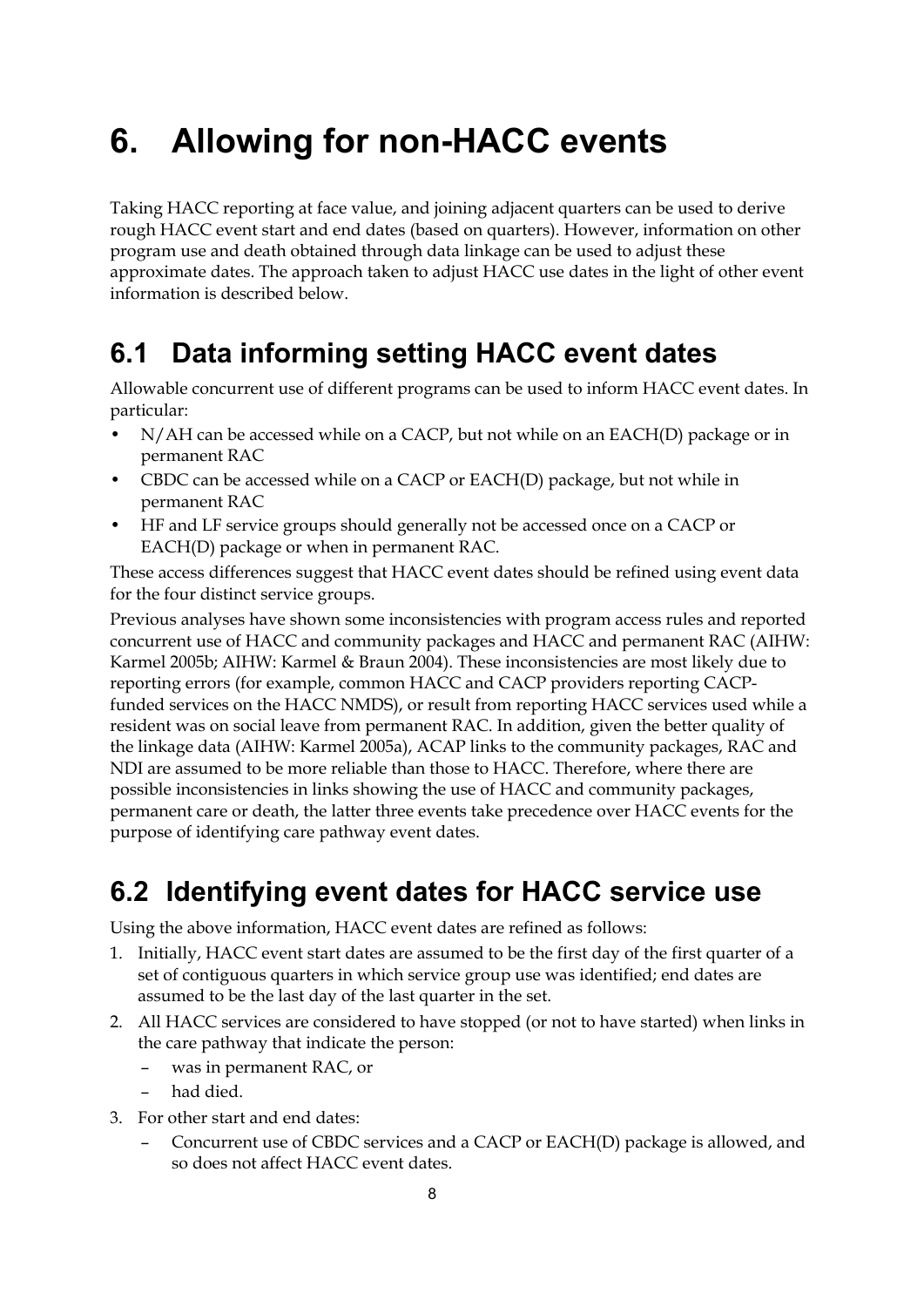# 6. Allowing for non-HACC events

Taking HACC reporting at face value, and joining adjacent quarters can be used to derive rough HACC event start and end dates (based on quarters). However, information on other program use and death obtained through data linkage can be used to adjust these approximate dates. The approach taken to adjust HACC use dates in the light of other event information is described below.

## 6.1 Data informing setting HACC event dates

Allowable concurrent use of different programs can be used to inform HACC event dates. In particular:

- N/AH can be accessed while on a CACP, but not while on an EACH(D) package or in permanent RAC
- CBDC can be accessed while on a CACP or EACH(D) package, but not while in permanent RAC
- HF and LF service groups should generally not be accessed once on a CACP or EACH(D) package or when in permanent RAC.

These access differences suggest that HACC event dates should be refined using event data for the four distinct service groups.

Previous analyses have shown some inconsistencies with program access rules and reported concurrent use of HACC and community packages and HACC and permanent RAC (AIHW: Karmel 2005b; AIHW: Karmel & Braun 2004). These inconsistencies are most likely due to reporting errors (for example, common HACC and CACP providers reporting CACP-funded services on the HACC NMDS), or result from reporting HACC services used while a resident was on social leave from permanent RAC. In addition, given the better quality of the linkage data (AIHW: Karmel 2005a), ACAP links to the community packages, RAC and NDI are assumed to be more reliable than those to HACC. Therefore, where there are possible inconsistencies in links showing the use of HACC and community packages, permanent care or death, the latter three events take precedence over HACC events for the purpose of identifying care pathway event dates.

## 6.2 Identifying event dates for HACC service use

Using the above information, HACC event dates are refined as follows:

1. Initially, HACC event start dates are assumed to be the first day of the first quarter of a set of contiguous quarters in which service group use was identified; end dates are assumed to be the last day of the last quarter in the set.
2. All HACC services are considered to have stopped (or not to have started) when links in the care pathway that indicate the person:
   - was in permanent RAC, or
   - had died.
3. For other start and end dates:
   - Concurrent use of CBDC services and a CACP or EACH(D) package is allowed, and so does not affect HACC event dates.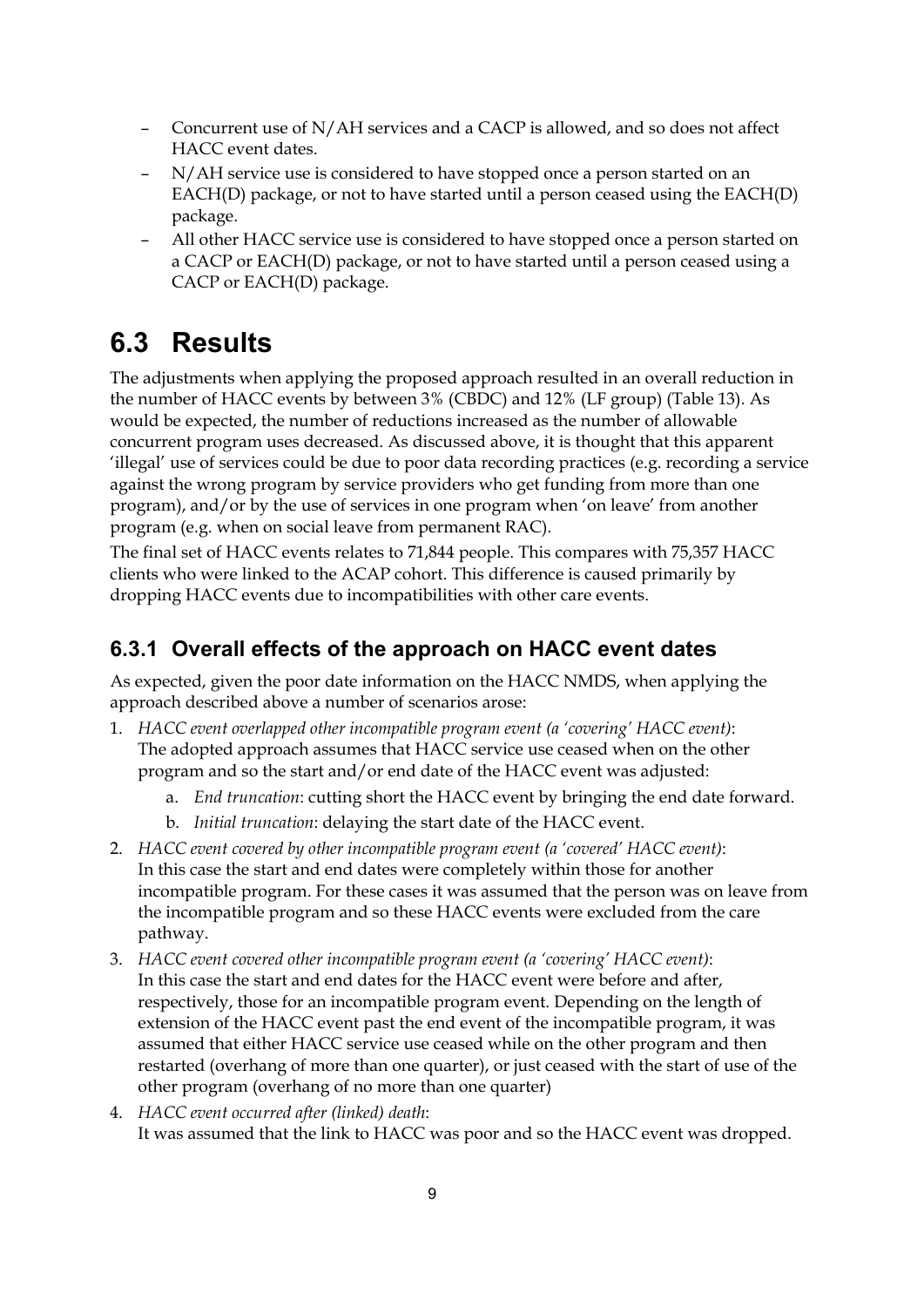- Concurrent use of N/AH services and a CACP is allowed, and so does not affect HACC event dates.
- N/AH service use is considered to have stopped once a person started on an EACH(D) package, or not to have started until a person ceased using the EACH(D) package.
- All other HACC service use is considered to have stopped once a person started on a CACP or EACH(D) package, or not to have started until a person ceased using a CACP or EACH(D) package.

# 6.3 Results

The adjustments when applying the proposed approach resulted in an overall reduction in the number of HACC events by between 3% (CBDC) and 12% (LF group) (Table 13). As would be expected, the number of reductions increased as the number of allowable concurrent program uses decreased. As discussed above, it is thought that this apparent 'illegal' use of services could be due to poor data recording practices (e.g. recording a service against the wrong program by service providers who get funding from more than one program), and/or by the use of services in one program when 'on leave' from another program (e.g. when on social leave from permanent RAC).

The final set of HACC events relates to 71,844 people. This compares with 75,357 HACC clients who were linked to the ACAP cohort. This difference is caused primarily by dropping HACC events due to incompatibilities with other care events.

## 6.3.1 Overall effects of the approach on HACC event dates

As expected, given the poor date information on the HACC NMDS, when applying the approach described above a number of scenarios arose:

1. *HACC event overlapped other incompatible program event (a 'covering' HACC event)*: The adopted approach assumes that HACC service use ceased when on the other program and so the start and/or end date of the HACC event was adjusted:
    a. *End truncation*: cutting short the HACC event by bringing the end date forward.
    b. *Initial truncation*: delaying the start date of the HACC event.
2. *HACC event covered by other incompatible program event (a 'covered' HACC event)*: In this case the start and end dates were completely within those for another incompatible program. For these cases it was assumed that the person was on leave from the incompatible program and so these HACC events were excluded from the care pathway.
3. *HACC event covered other incompatible program event (a 'covering' HACC event)*: In this case the start and end dates for the HACC event were before and after, respectively, those for an incompatible program event. Depending on the length of extension of the HACC event past the end event of the incompatible program, it was assumed that either HACC service use ceased while on the other program and then restarted (overhang of more than one quarter), or just ceased with the start of use of the other program (overhang of no more than one quarter)
4. *HACC event occurred after (linked) death*: It was assumed that the link to HACC was poor and so the HACC event was dropped.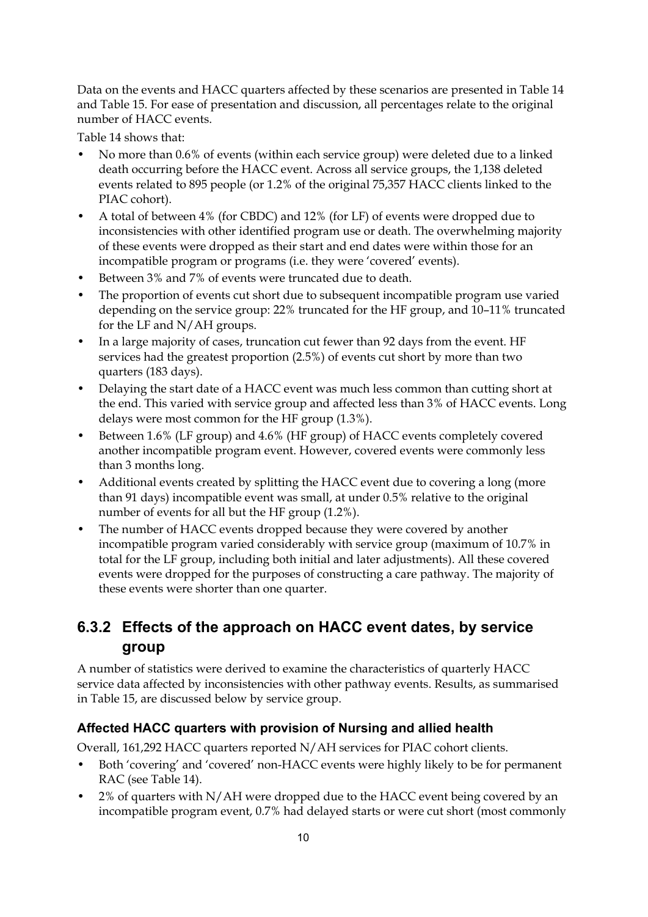Data on the events and HACC quarters affected by these scenarios are presented in Table 14 and Table 15. For ease of presentation and discussion, all percentages relate to the original number of HACC events.

Table 14 shows that:

- No more than 0.6% of events (within each service group) were deleted due to a linked death occurring before the HACC event. Across all service groups, the 1,138 deleted events related to 895 people (or 1.2% of the original 75,357 HACC clients linked to the PIAC cohort).
- A total of between 4% (for CBDC) and 12% (for LF) of events were dropped due to inconsistencies with other identified program use or death. The overwhelming majority of these events were dropped as their start and end dates were within those for an incompatible program or programs (i.e. they were 'covered' events).
- Between 3% and 7% of events were truncated due to death.
- The proportion of events cut short due to subsequent incompatible program use varied depending on the service group: 22% truncated for the HF group, and 10–11% truncated for the LF and N/AH groups.
- In a large majority of cases, truncation cut fewer than 92 days from the event. HF services had the greatest proportion (2.5%) of events cut short by more than two quarters (183 days).
- Delaying the start date of a HACC event was much less common than cutting short at the end. This varied with service group and affected less than 3% of HACC events. Long delays were most common for the HF group (1.3%).
- Between 1.6% (LF group) and 4.6% (HF group) of HACC events completely covered another incompatible program event. However, covered events were commonly less than 3 months long.
- Additional events created by splitting the HACC event due to covering a long (more than 91 days) incompatible event was small, at under 0.5% relative to the original number of events for all but the HF group (1.2%).
- The number of HACC events dropped because they were covered by another incompatible program varied considerably with service group (maximum of 10.7% in total for the LF group, including both initial and later adjustments). All these covered events were dropped for the purposes of constructing a care pathway. The majority of these events were shorter than one quarter.

## 6.3.2 Effects of the approach on HACC event dates, by service group

A number of statistics were derived to examine the characteristics of quarterly HACC service data affected by inconsistencies with other pathway events. Results, as summarised in Table 15, are discussed below by service group.

### Affected HACC quarters with provision of Nursing and allied health

Overall, 161,292 HACC quarters reported N/AH services for PIAC cohort clients.

- Both 'covering' and 'covered' non-HACC events were highly likely to be for permanent RAC (see Table 14).
- 2% of quarters with N/AH were dropped due to the HACC event being covered by an incompatible program event, 0.7% had delayed starts or were cut short (most commonly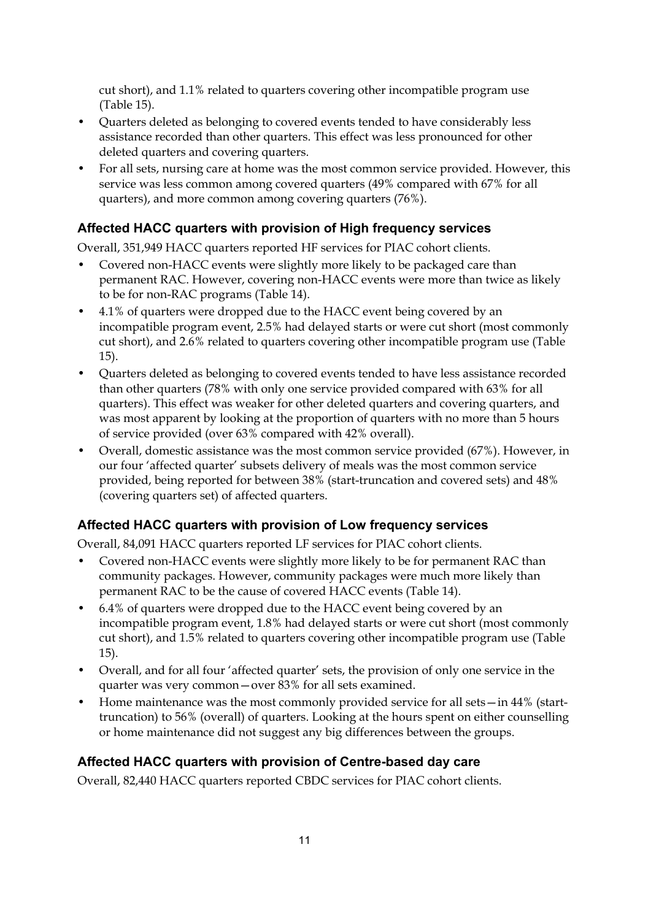cut short), and 1.1% related to quarters covering other incompatible program use (Table 15).

- Quarters deleted as belonging to covered events tended to have considerably less assistance recorded than other quarters. This effect was less pronounced for other deleted quarters and covering quarters.
- For all sets, nursing care at home was the most common service provided. However, this service was less common among covered quarters (49% compared with 67% for all quarters), and more common among covering quarters (76%).

### Affected HACC quarters with provision of High frequency services

Overall, 351,949 HACC quarters reported HF services for PIAC cohort clients.

- Covered non-HACC events were slightly more likely to be packaged care than permanent RAC. However, covering non-HACC events were more than twice as likely to be for non-RAC programs (Table 14).
- 4.1% of quarters were dropped due to the HACC event being covered by an incompatible program event, 2.5% had delayed starts or were cut short (most commonly cut short), and 2.6% related to quarters covering other incompatible program use (Table 15).
- Quarters deleted as belonging to covered events tended to have less assistance recorded than other quarters (78% with only one service provided compared with 63% for all quarters). This effect was weaker for other deleted quarters and covering quarters, and was most apparent by looking at the proportion of quarters with no more than 5 hours of service provided (over 63% compared with 42% overall).
- Overall, domestic assistance was the most common service provided (67%). However, in our four 'affected quarter' subsets delivery of meals was the most common service provided, being reported for between 38% (start-truncation and covered sets) and 48% (covering quarters set) of affected quarters.

### Affected HACC quarters with provision of Low frequency services

Overall, 84,091 HACC quarters reported LF services for PIAC cohort clients.

- Covered non-HACC events were slightly more likely to be for permanent RAC than community packages. However, community packages were much more likely than permanent RAC to be the cause of covered HACC events (Table 14).
- 6.4% of quarters were dropped due to the HACC event being covered by an incompatible program event, 1.8% had delayed starts or were cut short (most commonly cut short), and 1.5% related to quarters covering other incompatible program use (Table 15).
- Overall, and for all four 'affected quarter' sets, the provision of only one service in the quarter was very common—over 83% for all sets examined.
- Home maintenance was the most commonly provided service for all sets—in 44% (start-truncation) to 56% (overall) of quarters. Looking at the hours spent on either counselling or home maintenance did not suggest any big differences between the groups.

### Affected HACC quarters with provision of Centre-based day care

Overall, 82,440 HACC quarters reported CBDC services for PIAC cohort clients.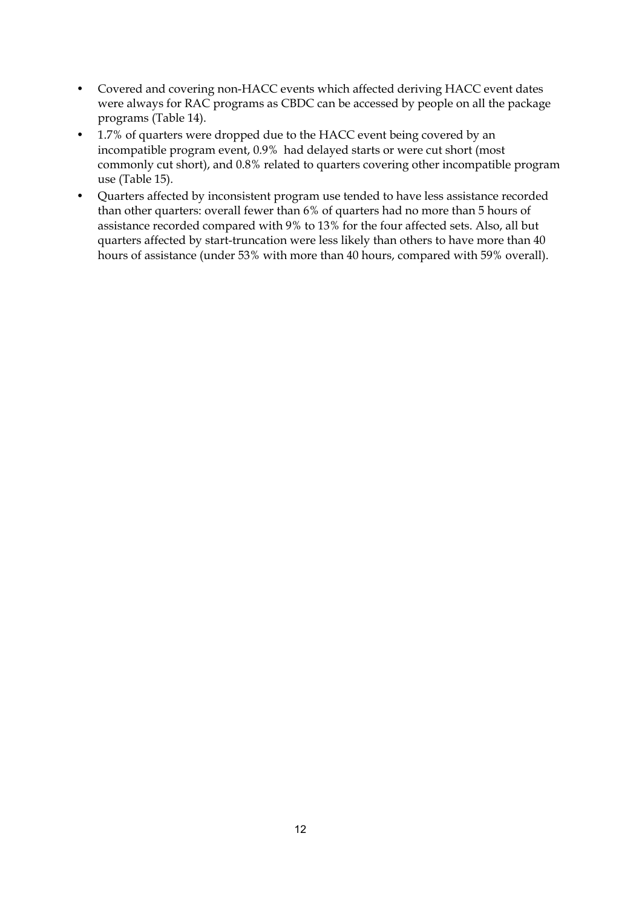- Covered and covering non-HACC events which affected deriving HACC event dates were always for RAC programs as CBDC can be accessed by people on all the package programs (Table 14).
- 1.7% of quarters were dropped due to the HACC event being covered by an incompatible program event, 0.9% had delayed starts or were cut short (most commonly cut short), and 0.8% related to quarters covering other incompatible program use (Table 15).
- Quarters affected by inconsistent program use tended to have less assistance recorded than other quarters: overall fewer than 6% of quarters had no more than 5 hours of assistance recorded compared with 9% to 13% for the four affected sets. Also, all but quarters affected by start-truncation were less likely than others to have more than 40 hours of assistance (under 53% with more than 40 hours, compared with 59% overall).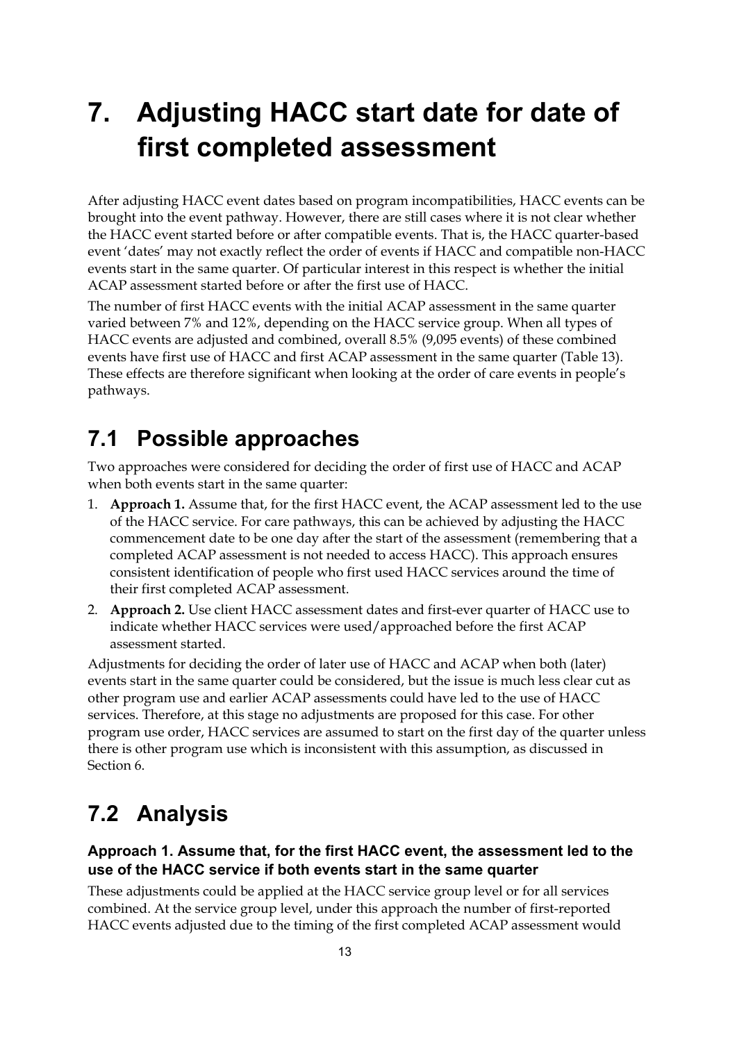# 7. Adjusting HACC start date for date of first completed assessment

After adjusting HACC event dates based on program incompatibilities, HACC events can be brought into the event pathway. However, there are still cases where it is not clear whether the HACC event started before or after compatible events. That is, the HACC quarter-based event 'dates' may not exactly reflect the order of events if HACC and compatible non-HACC events start in the same quarter. Of particular interest in this respect is whether the initial ACAP assessment started before or after the first use of HACC.

The number of first HACC events with the initial ACAP assessment in the same quarter varied between 7% and 12%, depending on the HACC service group. When all types of HACC events are adjusted and combined, overall 8.5% (9,095 events) of these combined events have first use of HACC and first ACAP assessment in the same quarter (Table 13). These effects are therefore significant when looking at the order of care events in people's pathways.

## 7.1 Possible approaches

Two approaches were considered for deciding the order of first use of HACC and ACAP when both events start in the same quarter:

1. **Approach 1.** Assume that, for the first HACC event, the ACAP assessment led to the use of the HACC service. For care pathways, this can be achieved by adjusting the HACC commencement date to be one day after the start of the assessment (remembering that a completed ACAP assessment is not needed to access HACC). This approach ensures consistent identification of people who first used HACC services around the time of their first completed ACAP assessment.
2. **Approach 2.** Use client HACC assessment dates and first-ever quarter of HACC use to indicate whether HACC services were used/approached before the first ACAP assessment started.

Adjustments for deciding the order of later use of HACC and ACAP when both (later) events start in the same quarter could be considered, but the issue is much less clear cut as other program use and earlier ACAP assessments could have led to the use of HACC services. Therefore, at this stage no adjustments are proposed for this case. For other program use order, HACC services are assumed to start on the first day of the quarter unless there is other program use which is inconsistent with this assumption, as discussed in Section 6.

## 7.2 Analysis

### Approach 1. Assume that, for the first HACC event, the assessment led to the use of the HACC service if both events start in the same quarter

These adjustments could be applied at the HACC service group level or for all services combined. At the service group level, under this approach the number of first-reported HACC events adjusted due to the timing of the first completed ACAP assessment would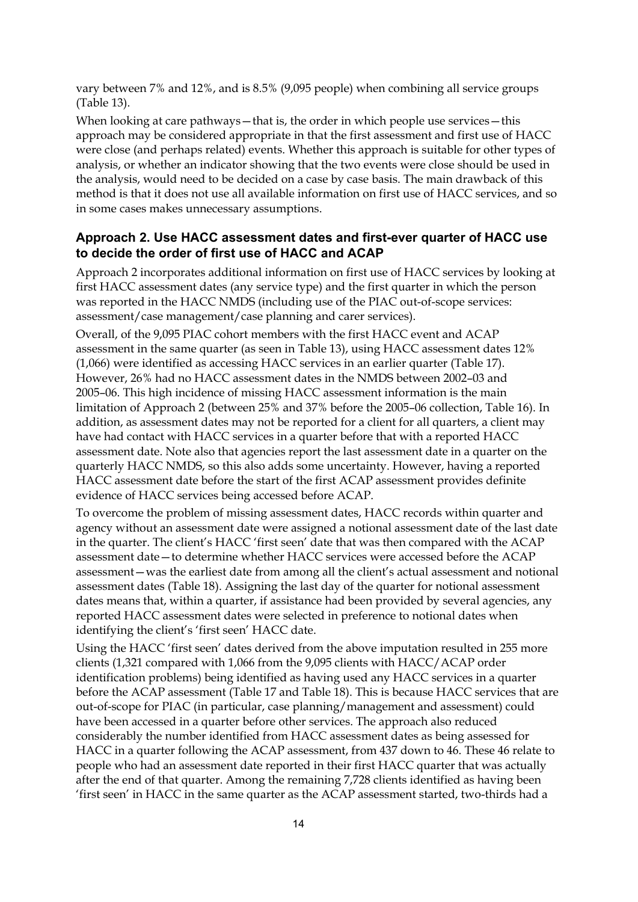vary between 7% and 12%, and is 8.5% (9,095 people) when combining all service groups (Table 13).

When looking at care pathways—that is, the order in which people use services—this approach may be considered appropriate in that the first assessment and first use of HACC were close (and perhaps related) events. Whether this approach is suitable for other types of analysis, or whether an indicator showing that the two events were close should be used in the analysis, would need to be decided on a case by case basis. The main drawback of this method is that it does not use all available information on first use of HACC services, and so in some cases makes unnecessary assumptions.

### Approach 2. Use HACC assessment dates and first-ever quarter of HACC use to decide the order of first use of HACC and ACAP

Approach 2 incorporates additional information on first use of HACC services by looking at first HACC assessment dates (any service type) and the first quarter in which the person was reported in the HACC NMDS (including use of the PIAC out-of-scope services: assessment/case management/case planning and carer services).

Overall, of the 9,095 PIAC cohort members with the first HACC event and ACAP assessment in the same quarter (as seen in Table 13), using HACC assessment dates 12% (1,066) were identified as accessing HACC services in an earlier quarter (Table 17). However, 26% had no HACC assessment dates in the NMDS between 2002–03 and 2005–06. This high incidence of missing HACC assessment information is the main limitation of Approach 2 (between 25% and 37% before the 2005–06 collection, Table 16). In addition, as assessment dates may not be reported for a client for all quarters, a client may have had contact with HACC services in a quarter before that with a reported HACC assessment date. Note also that agencies report the last assessment date in a quarter on the quarterly HACC NMDS, so this also adds some uncertainty. However, having a reported HACC assessment date before the start of the first ACAP assessment provides definite evidence of HACC services being accessed before ACAP.

To overcome the problem of missing assessment dates, HACC records within quarter and agency without an assessment date were assigned a notional assessment date of the last date in the quarter. The client's HACC 'first seen' date that was then compared with the ACAP assessment date—to determine whether HACC services were accessed before the ACAP assessment—was the earliest date from among all the client's actual assessment and notional assessment dates (Table 18). Assigning the last day of the quarter for notional assessment dates means that, within a quarter, if assistance had been provided by several agencies, any reported HACC assessment dates were selected in preference to notional dates when identifying the client's 'first seen' HACC date.

Using the HACC 'first seen' dates derived from the above imputation resulted in 255 more clients (1,321 compared with 1,066 from the 9,095 clients with HACC/ACAP order identification problems) being identified as having used any HACC services in a quarter before the ACAP assessment (Table 17 and Table 18). This is because HACC services that are out-of-scope for PIAC (in particular, case planning/management and assessment) could have been accessed in a quarter before other services. The approach also reduced considerably the number identified from HACC assessment dates as being assessed for HACC in a quarter following the ACAP assessment, from 437 down to 46. These 46 relate to people who had an assessment date reported in their first HACC quarter that was actually after the end of that quarter. Among the remaining 7,728 clients identified as having been 'first seen' in HACC in the same quarter as the ACAP assessment started, two-thirds had a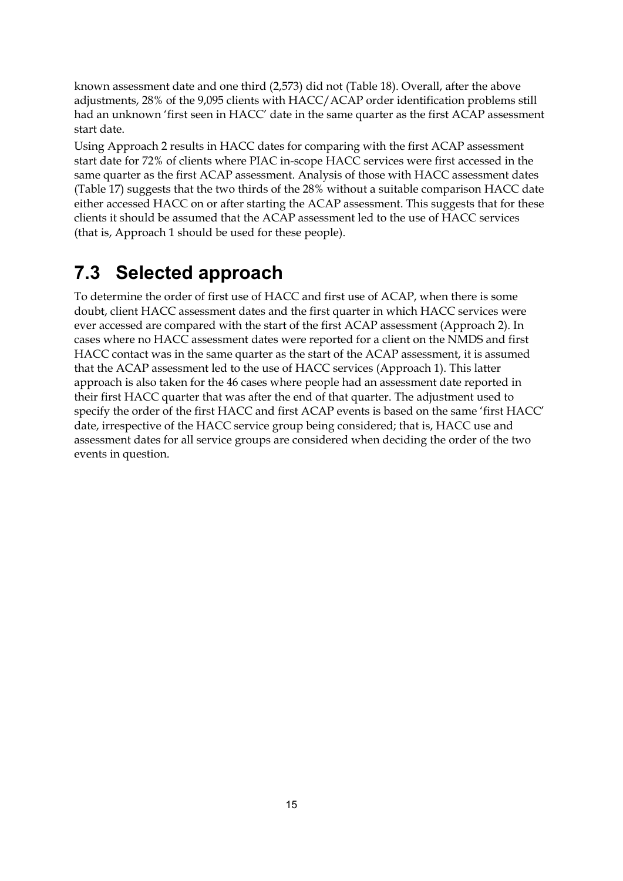known assessment date and one third (2,573) did not (Table 18). Overall, after the above adjustments, 28% of the 9,095 clients with HACC/ACAP order identification problems still had an unknown 'first seen in HACC' date in the same quarter as the first ACAP assessment start date.

Using Approach 2 results in HACC dates for comparing with the first ACAP assessment start date for 72% of clients where PIAC in-scope HACC services were first accessed in the same quarter as the first ACAP assessment. Analysis of those with HACC assessment dates (Table 17) suggests that the two thirds of the 28% without a suitable comparison HACC date either accessed HACC on or after starting the ACAP assessment. This suggests that for these clients it should be assumed that the ACAP assessment led to the use of HACC services (that is, Approach 1 should be used for these people).

## 7.3 Selected approach

To determine the order of first use of HACC and first use of ACAP, when there is some doubt, client HACC assessment dates and the first quarter in which HACC services were ever accessed are compared with the start of the first ACAP assessment (Approach 2). In cases where no HACC assessment dates were reported for a client on the NMDS and first HACC contact was in the same quarter as the start of the ACAP assessment, it is assumed that the ACAP assessment led to the use of HACC services (Approach 1). This latter approach is also taken for the 46 cases where people had an assessment date reported in their first HACC quarter that was after the end of that quarter. The adjustment used to specify the order of the first HACC and first ACAP events is based on the same 'first HACC' date, irrespective of the HACC service group being considered; that is, HACC use and assessment dates for all service groups are considered when deciding the order of the two events in question.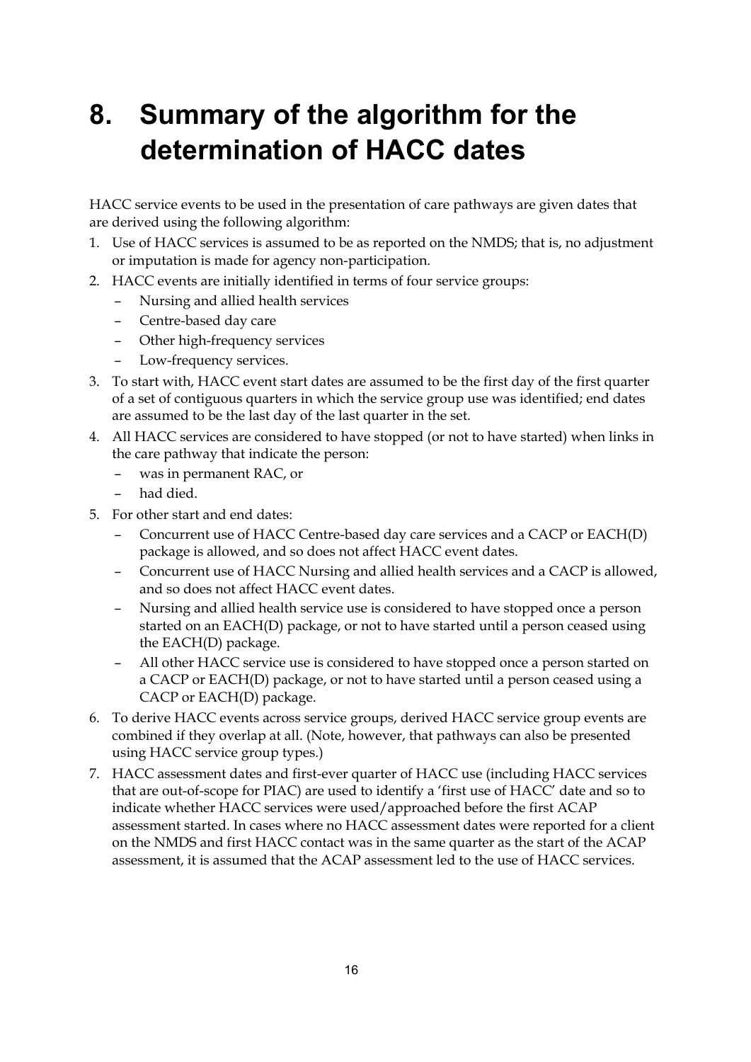# 8. Summary of the algorithm for the determination of HACC dates

HACC service events to be used in the presentation of care pathways are given dates that are derived using the following algorithm:

1. Use of HACC services is assumed to be as reported on the NMDS; that is, no adjustment or imputation is made for agency non-participation.
2. HACC events are initially identified in terms of four service groups:
   - Nursing and allied health services
   - Centre-based day care
   - Other high-frequency services
   - Low-frequency services.
3. To start with, HACC event start dates are assumed to be the first day of the first quarter of a set of contiguous quarters in which the service group use was identified; end dates are assumed to be the last day of the last quarter in the set.
4. All HACC services are considered to have stopped (or not to have started) when links in the care pathway that indicate the person:
   - was in permanent RAC, or
   - had died.
5. For other start and end dates:
   - Concurrent use of HACC Centre-based day care services and a CACP or EACH(D) package is allowed, and so does not affect HACC event dates.
   - Concurrent use of HACC Nursing and allied health services and a CACP is allowed, and so does not affect HACC event dates.
   - Nursing and allied health service use is considered to have stopped once a person started on an EACH(D) package, or not to have started until a person ceased using the EACH(D) package.
   - All other HACC service use is considered to have stopped once a person started on a CACP or EACH(D) package, or not to have started until a person ceased using a CACP or EACH(D) package.
6. To derive HACC events across service groups, derived HACC service group events are combined if they overlap at all. (Note, however, that pathways can also be presented using HACC service group types.)
7. HACC assessment dates and first-ever quarter of HACC use (including HACC services that are out-of-scope for PIAC) are used to identify a 'first use of HACC' date and so to indicate whether HACC services were used/approached before the first ACAP assessment started. In cases where no HACC assessment dates were reported for a client on the NMDS and first HACC contact was in the same quarter as the start of the ACAP assessment, it is assumed that the ACAP assessment led to the use of HACC services.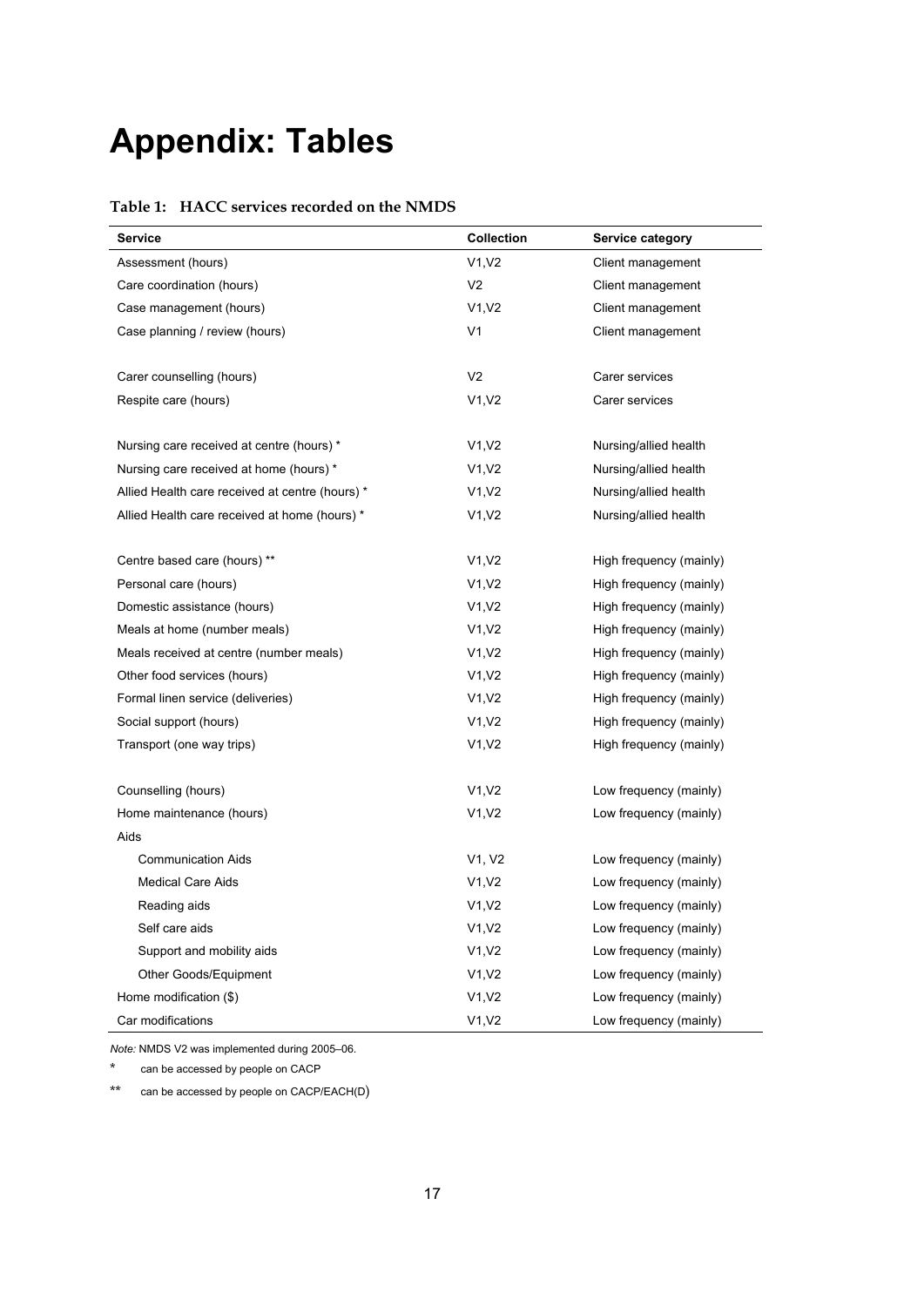# Appendix: Tables

**Table 1: HACC services recorded on the NMDS**

| Service | Collection | Service category |
|---|---|---|
| Assessment (hours) | V1,V2 | Client management |
| Care coordination (hours) | V2 | Client management |
| Case management (hours) | V1,V2 | Client management |
| Case planning / review (hours) | V1 | Client management |
| Carer counselling (hours) | V2 | Carer services |
| Respite care (hours) | V1,V2 | Carer services |
| Nursing care received at centre (hours) * | V1,V2 | Nursing/allied health |
| Nursing care received at home (hours) * | V1,V2 | Nursing/allied health |
| Allied Health care received at centre (hours) * | V1,V2 | Nursing/allied health |
| Allied Health care received at home (hours) * | V1,V2 | Nursing/allied health |
| Centre based care (hours) ** | V1,V2 | High frequency (mainly) |
| Personal care (hours) | V1,V2 | High frequency (mainly) |
| Domestic assistance (hours) | V1,V2 | High frequency (mainly) |
| Meals at home (number meals) | V1,V2 | High frequency (mainly) |
| Meals received at centre (number meals) | V1,V2 | High frequency (mainly) |
| Other food services (hours) | V1,V2 | High frequency (mainly) |
| Formal linen service (deliveries) | V1,V2 | High frequency (mainly) |
| Social support (hours) | V1,V2 | High frequency (mainly) |
| Transport (one way trips) | V1,V2 | High frequency (mainly) |
| Counselling (hours) | V1,V2 | Low frequency (mainly) |
| Home maintenance (hours) | V1,V2 | Low frequency (mainly) |
| Aids | | |
| Communication Aids | V1, V2 | Low frequency (mainly) |
| Medical Care Aids | V1,V2 | Low frequency (mainly) |
| Reading aids | V1,V2 | Low frequency (mainly) |
| Self care aids | V1,V2 | Low frequency (mainly) |
| Support and mobility aids | V1,V2 | Low frequency (mainly) |
| Other Goods/Equipment | V1,V2 | Low frequency (mainly) |
| Home modification ($) | V1,V2 | Low frequency (mainly) |
| Car modifications | V1,V2 | Low frequency (mainly) |

*Note:* NMDS V2 was implemented during 2005–06.

\* can be accessed by people on CACP

** can be accessed by people on CACP/EACH(D)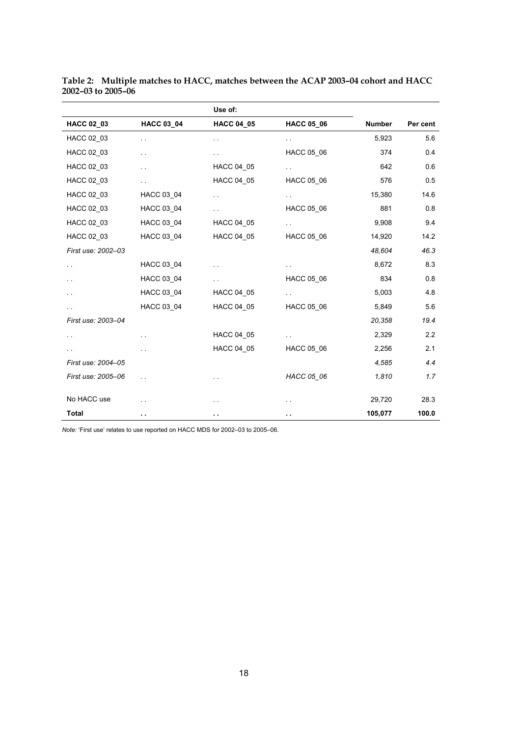**Table 2: Multiple matches to HACC, matches between the ACAP 2003–04 cohort and HACC 2002–03 to 2005–06**

| Use of: | | | | | |
|---|---|---|---|---|---|
| **HACC 02_03** | **HACC 03_04** | **HACC 04_05** | **HACC 05_06** | **Number** | **Per cent** |
| HACC 02_03 | . . | . . | . . | 5,923 | 5.6 |
| HACC 02_03 | . . | . . | HACC 05_06 | 374 | 0.4 |
| HACC 02_03 | . . | HACC 04_05 | . . | 642 | 0.6 |
| HACC 02_03 | . . | HACC 04_05 | HACC 05_06 | 576 | 0.5 |
| HACC 02_03 | HACC 03_04 | . . | . . | 15,380 | 14.6 |
| HACC 02_03 | HACC 03_04 | . . | HACC 05_06 | 881 | 0.8 |
| HACC 02_03 | HACC 03_04 | HACC 04_05 | . . | 9,908 | 9.4 |
| HACC 02_03 | HACC 03_04 | HACC 04_05 | HACC 05_06 | 14,920 | 14.2 |
| *First use: 2002–03* | | | | *48,604* | *46.3* |
| . . | HACC 03_04 | . . | . . | 8,672 | 8.3 |
| . . | HACC 03_04 | . . | HACC 05_06 | 834 | 0.8 |
| . . | HACC 03_04 | HACC 04_05 | . . | 5,003 | 4.8 |
| . . | HACC 03_04 | HACC 04_05 | HACC 05_06 | 5,849 | 5.6 |
| *First use: 2003–04* | | | | *20,358* | *19.4* |
| . . | . . | HACC 04_05 | . . | 2,329 | 2.2 |
| . . | . . | HACC 04_05 | HACC 05_06 | 2,256 | 2.1 |
| *First use: 2004–05* | | | | *4,585* | *4.4* |
| *First use: 2005–06* | . . | . . | *HACC 05_06* | *1,810* | *1.7* |
| No HACC use | . . | . . | . . | 29,720 | 28.3 |
| **Total** | **. .** | **. .** | **. .** | **105,077** | **100.0** |

*Note:* 'First use' relates to use reported on HACC MDS for 2002–03 to 2005–06.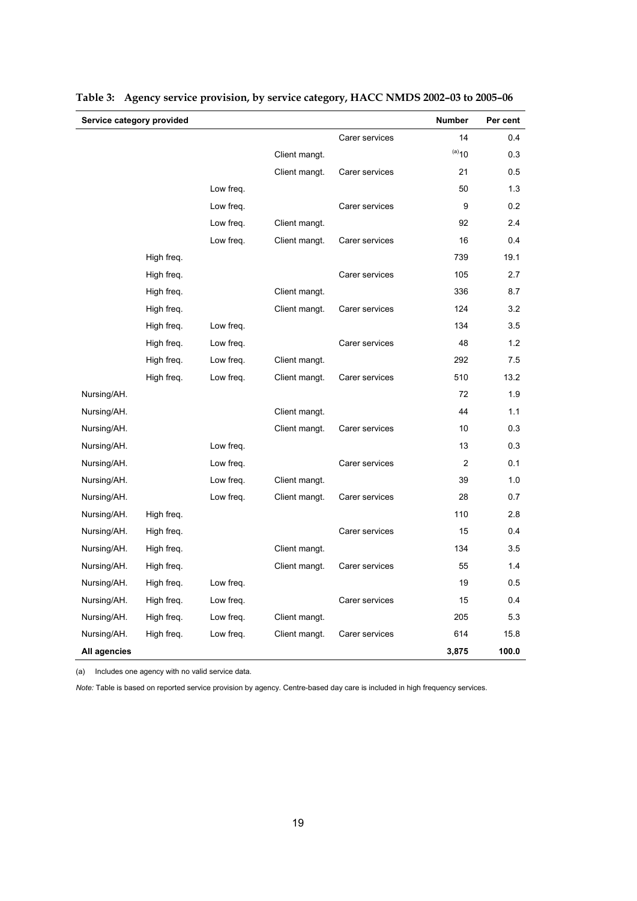**Table 3: Agency service provision, by service category, HACC NMDS 2002–03 to 2005–06**

| Service category provided | | | | | Number | Per cent |
|---|---|---|---|---|---|---|
| | | | | Carer services | 14 | 0.4 |
| | | | Client mangt. | | [(a)]10 | 0.3 |
| | | | Client mangt. | Carer services | 21 | 0.5 |
| | | Low freq. | | | 50 | 1.3 |
| | | Low freq. | | Carer services | 9 | 0.2 |
| | | Low freq. | Client mangt. | | 92 | 2.4 |
| | | Low freq. | Client mangt. | Carer services | 16 | 0.4 |
| | High freq. | | | | 739 | 19.1 |
| | High freq. | | | Carer services | 105 | 2.7 |
| | High freq. | | Client mangt. | | 336 | 8.7 |
| | High freq. | | Client mangt. | Carer services | 124 | 3.2 |
| | High freq. | Low freq. | | | 134 | 3.5 |
| | High freq. | Low freq. | | Carer services | 48 | 1.2 |
| | High freq. | Low freq. | Client mangt. | | 292 | 7.5 |
| | High freq. | Low freq. | Client mangt. | Carer services | 510 | 13.2 |
| Nursing/AH. | | | | | 72 | 1.9 |
| Nursing/AH. | | | Client mangt. | | 44 | 1.1 |
| Nursing/AH. | | | Client mangt. | Carer services | 10 | 0.3 |
| Nursing/AH. | | Low freq. | | | 13 | 0.3 |
| Nursing/AH. | | Low freq. | | Carer services | 2 | 0.1 |
| Nursing/AH. | | Low freq. | Client mangt. | | 39 | 1.0 |
| Nursing/AH. | | Low freq. | Client mangt. | Carer services | 28 | 0.7 |
| Nursing/AH. | High freq. | | | | 110 | 2.8 |
| Nursing/AH. | High freq. | | | Carer services | 15 | 0.4 |
| Nursing/AH. | High freq. | | Client mangt. | | 134 | 3.5 |
| Nursing/AH. | High freq. | | Client mangt. | Carer services | 55 | 1.4 |
| Nursing/AH. | High freq. | Low freq. | | | 19 | 0.5 |
| Nursing/AH. | High freq. | Low freq. | | Carer services | 15 | 0.4 |
| Nursing/AH. | High freq. | Low freq. | Client mangt. | | 205 | 5.3 |
| Nursing/AH. | High freq. | Low freq. | Client mangt. | Carer services | 614 | 15.8 |
| **All agencies** | | | | | **3,875** | **100.0** |

(a) Includes one agency with no valid service data.

*Note:* Table is based on reported service provision by agency. Centre-based day care is included in high frequency services.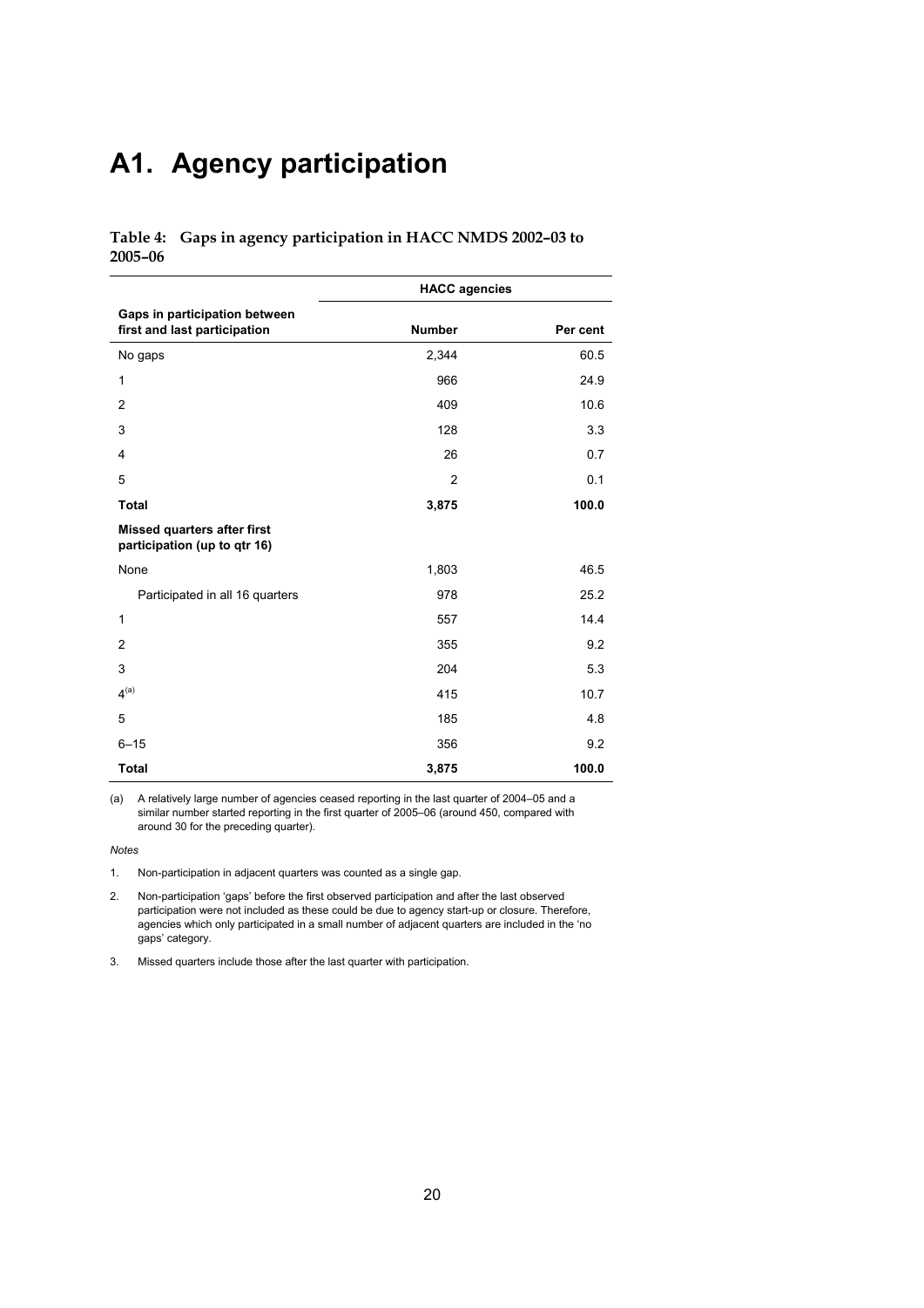# A1. Agency participation

**Table 4: Gaps in agency participation in HACC NMDS 2002–03 to 2005–06**

| | HACC agencies | |
|---|---|---|
| **Gaps in participation between first and last participation** | **Number** | **Per cent** |
| No gaps | 2,344 | 60.5 |
| 1 | 966 | 24.9 |
| 2 | 409 | 10.6 |
| 3 | 128 | 3.3 |
| 4 | 26 | 0.7 |
| 5 | 2 | 0.1 |
| **Total** | **3,875** | **100.0** |
| **Missed quarters after first participation (up to qtr 16)** | | |
| None | 1,803 | 46.5 |
| Participated in all 16 quarters | 978 | 25.2 |
| 1 | 557 | 14.4 |
| 2 | 355 | 9.2 |
| 3 | 204 | 5.3 |
| 4[(a)] | 415 | 10.7 |
| 5 | 185 | 4.8 |
| 6–15 | 356 | 9.2 |
| **Total** | **3,875** | **100.0** |

(a) A relatively large number of agencies ceased reporting in the last quarter of 2004–05 and a similar number started reporting in the first quarter of 2005–06 (around 450, compared with around 30 for the preceding quarter).

*Notes*

1. Non-participation in adjacent quarters was counted as a single gap.
2. Non-participation 'gaps' before the first observed participation and after the last observed participation were not included as these could be due to agency start-up or closure. Therefore, agencies which only participated in a small number of adjacent quarters are included in the 'no gaps' category.
3. Missed quarters include those after the last quarter with participation.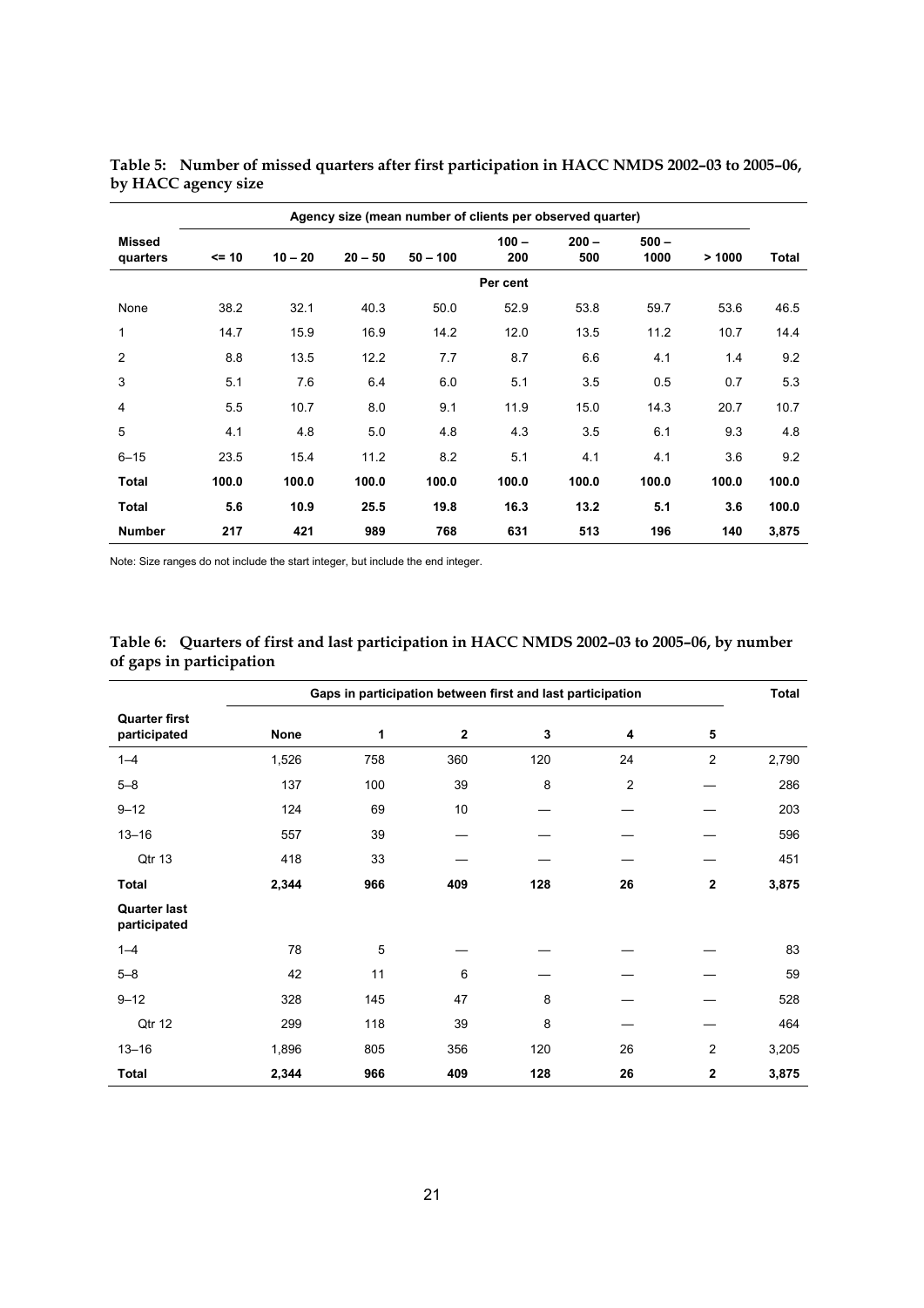**Table 5: Number of missed quarters after first participation in HACC NMDS 2002–03 to 2005–06, by HACC agency size**

| Missed quarters | Agency size (mean number of clients per observed quarter) | | | | | | | | Total |
|---|---|---|---|---|---|---|---|---|---|
| | <= 10 | 10 – 20 | 20 – 50 | 50 – 100 | 100 – 200 | 200 – 500 | 500 – 1000 | > 1000 | |
| | | | | | Per cent | | | | |
| None | 38.2 | 32.1 | 40.3 | 50.0 | 52.9 | 53.8 | 59.7 | 53.6 | 46.5 |
| 1 | 14.7 | 15.9 | 16.9 | 14.2 | 12.0 | 13.5 | 11.2 | 10.7 | 14.4 |
| 2 | 8.8 | 13.5 | 12.2 | 7.7 | 8.7 | 6.6 | 4.1 | 1.4 | 9.2 |
| 3 | 5.1 | 7.6 | 6.4 | 6.0 | 5.1 | 3.5 | 0.5 | 0.7 | 5.3 |
| 4 | 5.5 | 10.7 | 8.0 | 9.1 | 11.9 | 15.0 | 14.3 | 20.7 | 10.7 |
| 5 | 4.1 | 4.8 | 5.0 | 4.8 | 4.3 | 3.5 | 6.1 | 9.3 | 4.8 |
| 6–15 | 23.5 | 15.4 | 11.2 | 8.2 | 5.1 | 4.1 | 4.1 | 3.6 | 9.2 |
| **Total** | **100.0** | **100.0** | **100.0** | **100.0** | **100.0** | **100.0** | **100.0** | **100.0** | **100.0** |
| **Total** | **5.6** | **10.9** | **25.5** | **19.8** | **16.3** | **13.2** | **5.1** | **3.6** | **100.0** |
| **Number** | **217** | **421** | **989** | **768** | **631** | **513** | **196** | **140** | **3,875** |

Note: Size ranges do not include the start integer, but include the end integer.

**Table 6: Quarters of first and last participation in HACC NMDS 2002–03 to 2005–06, by number of gaps in participation**

| | Gaps in participation between first and last participation | | | | | | Total |
|---|---|---|---|---|---|---|---|
| **Quarter first participated** | **None** | **1** | **2** | **3** | **4** | **5** | |
| 1–4 | 1,526 | 758 | 360 | 120 | 24 | 2 | 2,790 |
| 5–8 | 137 | 100 | 39 | 8 | 2 | — | 286 |
| 9–12 | 124 | 69 | 10 | — | — | — | 203 |
| 13–16 | 557 | 39 | — | — | — | — | 596 |
| Qtr 13 | 418 | 33 | — | — | — | — | 451 |
| **Total** | **2,344** | **966** | **409** | **128** | **26** | **2** | **3,875** |
| **Quarter last participated** | | | | | | | |
| 1–4 | 78 | 5 | — | — | — | — | 83 |
| 5–8 | 42 | 11 | 6 | — | — | — | 59 |
| 9–12 | 328 | 145 | 47 | 8 | — | — | 528 |
| Qtr 12 | 299 | 118 | 39 | 8 | — | — | 464 |
| 13–16 | 1,896 | 805 | 356 | 120 | 26 | 2 | 3,205 |
| **Total** | **2,344** | **966** | **409** | **128** | **26** | **2** | **3,875** |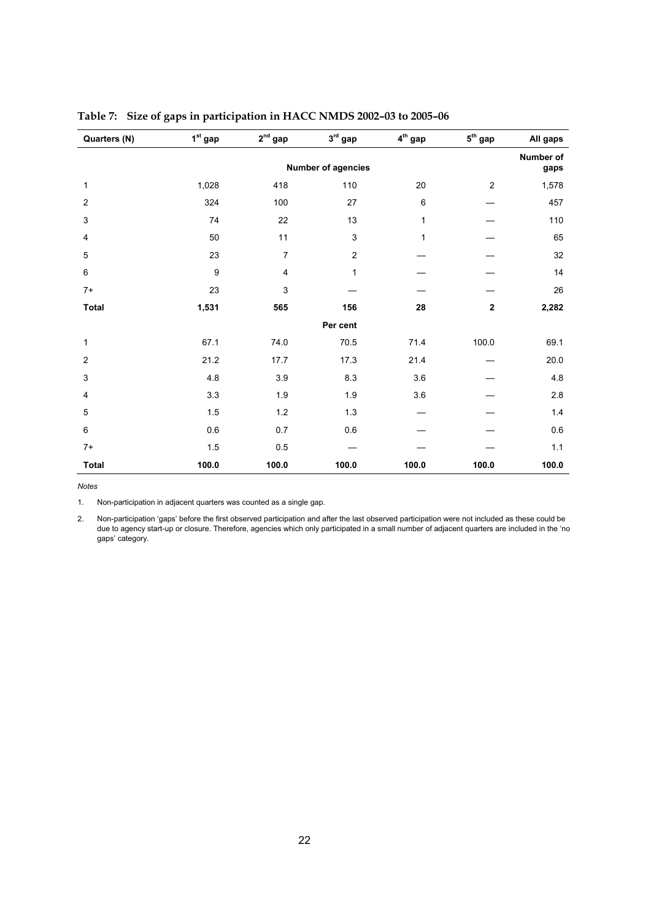**Table 7: Size of gaps in participation in HACC NMDS 2002–03 to 2005–06**

| Quarters (N) | 1st gap | 2nd gap | 3rd gap | 4th gap | 5th gap | All gaps |
|---|---|---|---|---|---|---|
| | | | Number of agencies | | | Number of gaps |
| 1 | 1,028 | 418 | 110 | 20 | 2 | 1,578 |
| 2 | 324 | 100 | 27 | 6 | — | 457 |
| 3 | 74 | 22 | 13 | 1 | — | 110 |
| 4 | 50 | 11 | 3 | 1 | — | 65 |
| 5 | 23 | 7 | 2 | — | — | 32 |
| 6 | 9 | 4 | 1 | — | — | 14 |
| 7+ | 23 | 3 | — | — | — | 26 |
| **Total** | **1,531** | **565** | **156** | **28** | **2** | **2,282** |
| | | | Per cent | | | |
| 1 | 67.1 | 74.0 | 70.5 | 71.4 | 100.0 | 69.1 |
| 2 | 21.2 | 17.7 | 17.3 | 21.4 | — | 20.0 |
| 3 | 4.8 | 3.9 | 8.3 | 3.6 | — | 4.8 |
| 4 | 3.3 | 1.9 | 1.9 | 3.6 | — | 2.8 |
| 5 | 1.5 | 1.2 | 1.3 | — | — | 1.4 |
| 6 | 0.6 | 0.7 | 0.6 | — | — | 0.6 |
| 7+ | 1.5 | 0.5 | — | — | — | 1.1 |
| **Total** | **100.0** | **100.0** | **100.0** | **100.0** | **100.0** | **100.0** |

*Notes*

1. Non-participation in adjacent quarters was counted as a single gap.

2. Non-participation 'gaps' before the first observed participation and after the last observed participation were not included as these could be due to agency start-up or closure. Therefore, agencies which only participated in a small number of adjacent quarters are included in the 'no gaps' category.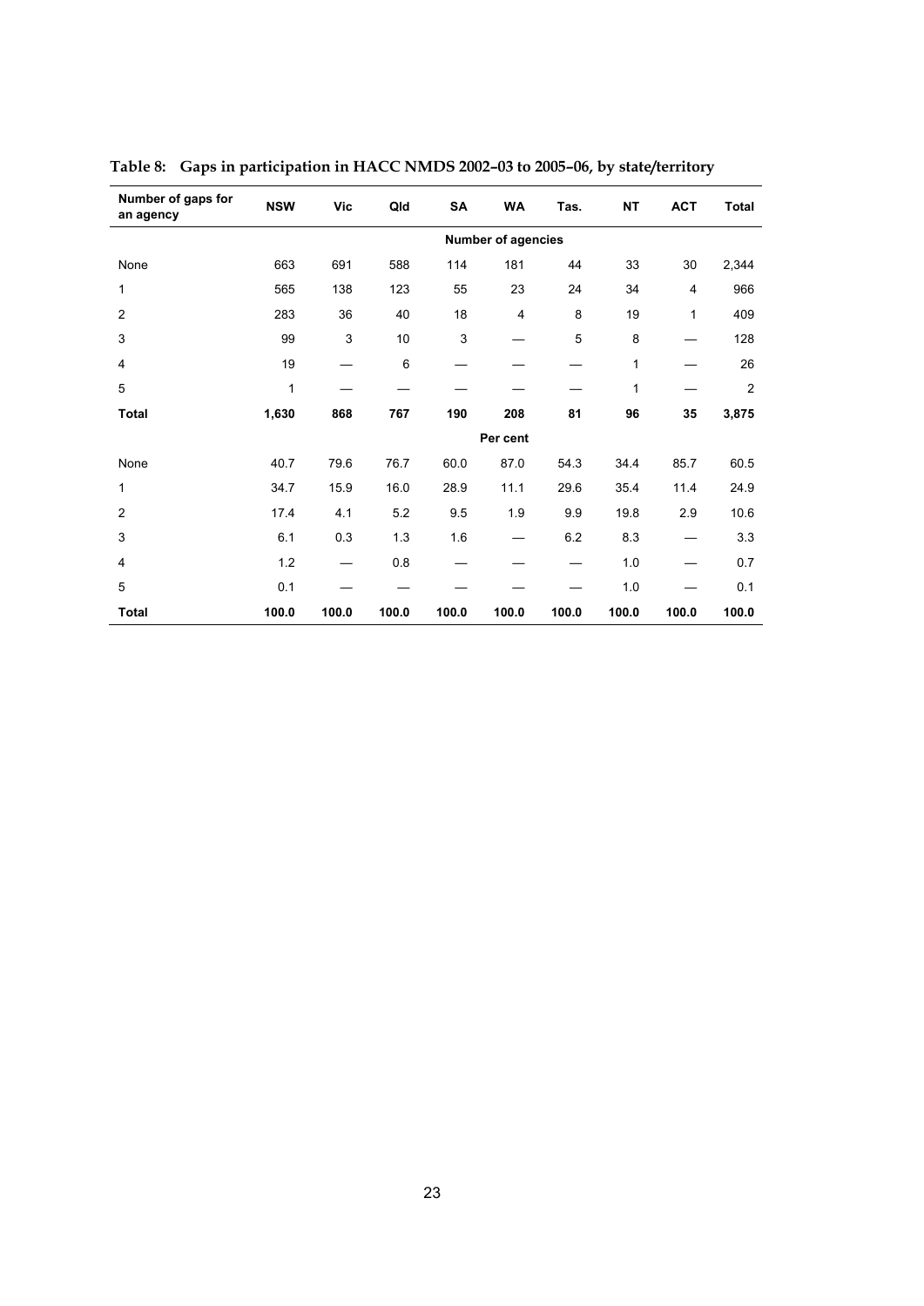**Table 8: Gaps in participation in HACC NMDS 2002–03 to 2005–06, by state/territory**

| Number of gaps for an agency | NSW | Vic | Qld | SA | WA | Tas. | NT | ACT | Total |
|---|---|---|---|---|---|---|---|---|---|
| | | | | | **Number of agencies** | | | | |
| None | 663 | 691 | 588 | 114 | 181 | 44 | 33 | 30 | 2,344 |
| 1 | 565 | 138 | 123 | 55 | 23 | 24 | 34 | 4 | 966 |
| 2 | 283 | 36 | 40 | 18 | 4 | 8 | 19 | 1 | 409 |
| 3 | 99 | 3 | 10 | 3 | — | 5 | 8 | — | 128 |
| 4 | 19 | — | 6 | — | — | — | 1 | — | 26 |
| 5 | 1 | — | — | — | — | — | 1 | — | 2 |
| **Total** | **1,630** | **868** | **767** | **190** | **208** | **81** | **96** | **35** | **3,875** |
| | | | | | **Per cent** | | | | |
| None | 40.7 | 79.6 | 76.7 | 60.0 | 87.0 | 54.3 | 34.4 | 85.7 | 60.5 |
| 1 | 34.7 | 15.9 | 16.0 | 28.9 | 11.1 | 29.6 | 35.4 | 11.4 | 24.9 |
| 2 | 17.4 | 4.1 | 5.2 | 9.5 | 1.9 | 9.9 | 19.8 | 2.9 | 10.6 |
| 3 | 6.1 | 0.3 | 1.3 | 1.6 | — | 6.2 | 8.3 | — | 3.3 |
| 4 | 1.2 | — | 0.8 | — | — | — | 1.0 | — | 0.7 |
| 5 | 0.1 | — | — | — | — | — | 1.0 | — | 0.1 |
| **Total** | **100.0** | **100.0** | **100.0** | **100.0** | **100.0** | **100.0** | **100.0** | **100.0** | **100.0** |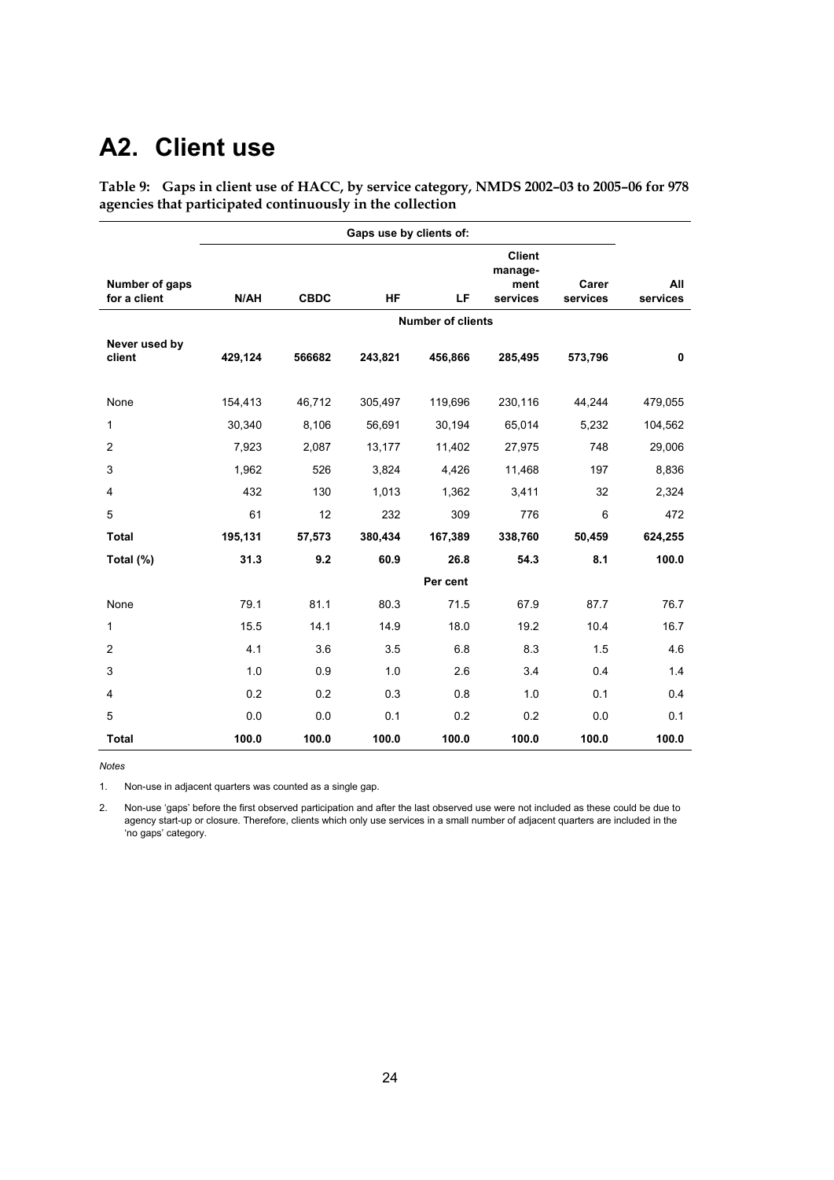# A2. Client use

**Table 9: Gaps in client use of HACC, by service category, NMDS 2002–03 to 2005–06 for 978 agencies that participated continuously in the collection**

| | Gaps use by clients of: | | | | | | |
|---|---|---|---|---|---|---|---|
| **Number of gaps for a client** | **N/AH** | **CBDC** | **HF** | **LF** | **Client management services** | **Carer services** | **All services** |
| | **Number of clients** | | | | | | |
| **Never used by client** | **429,124** | **566682** | **243,821** | **456,866** | **285,495** | **573,796** | **0** |
| None | 154,413 | 46,712 | 305,497 | 119,696 | 230,116 | 44,244 | 479,055 |
| 1 | 30,340 | 8,106 | 56,691 | 30,194 | 65,014 | 5,232 | 104,562 |
| 2 | 7,923 | 2,087 | 13,177 | 11,402 | 27,975 | 748 | 29,006 |
| 3 | 1,962 | 526 | 3,824 | 4,426 | 11,468 | 197 | 8,836 |
| 4 | 432 | 130 | 1,013 | 1,362 | 3,411 | 32 | 2,324 |
| 5 | 61 | 12 | 232 | 309 | 776 | 6 | 472 |
| **Total** | **195,131** | **57,573** | **380,434** | **167,389** | **338,760** | **50,459** | **624,255** |
| **Total (%)** | **31.3** | **9.2** | **60.9** | **26.8** | **54.3** | **8.1** | **100.0** |
| | **Per cent** | | | | | | |
| None | 79.1 | 81.1 | 80.3 | 71.5 | 67.9 | 87.7 | 76.7 |
| 1 | 15.5 | 14.1 | 14.9 | 18.0 | 19.2 | 10.4 | 16.7 |
| 2 | 4.1 | 3.6 | 3.5 | 6.8 | 8.3 | 1.5 | 4.6 |
| 3 | 1.0 | 0.9 | 1.0 | 2.6 | 3.4 | 0.4 | 1.4 |
| 4 | 0.2 | 0.2 | 0.3 | 0.8 | 1.0 | 0.1 | 0.4 |
| 5 | 0.0 | 0.0 | 0.1 | 0.2 | 0.2 | 0.0 | 0.1 |
| **Total** | **100.0** | **100.0** | **100.0** | **100.0** | **100.0** | **100.0** | **100.0** |

*Notes*

1. Non-use in adjacent quarters was counted as a single gap.
2. Non-use 'gaps' before the first observed participation and after the last observed use were not included as these could be due to agency start-up or closure. Therefore, clients which only use services in a small number of adjacent quarters are included in the 'no gaps' category.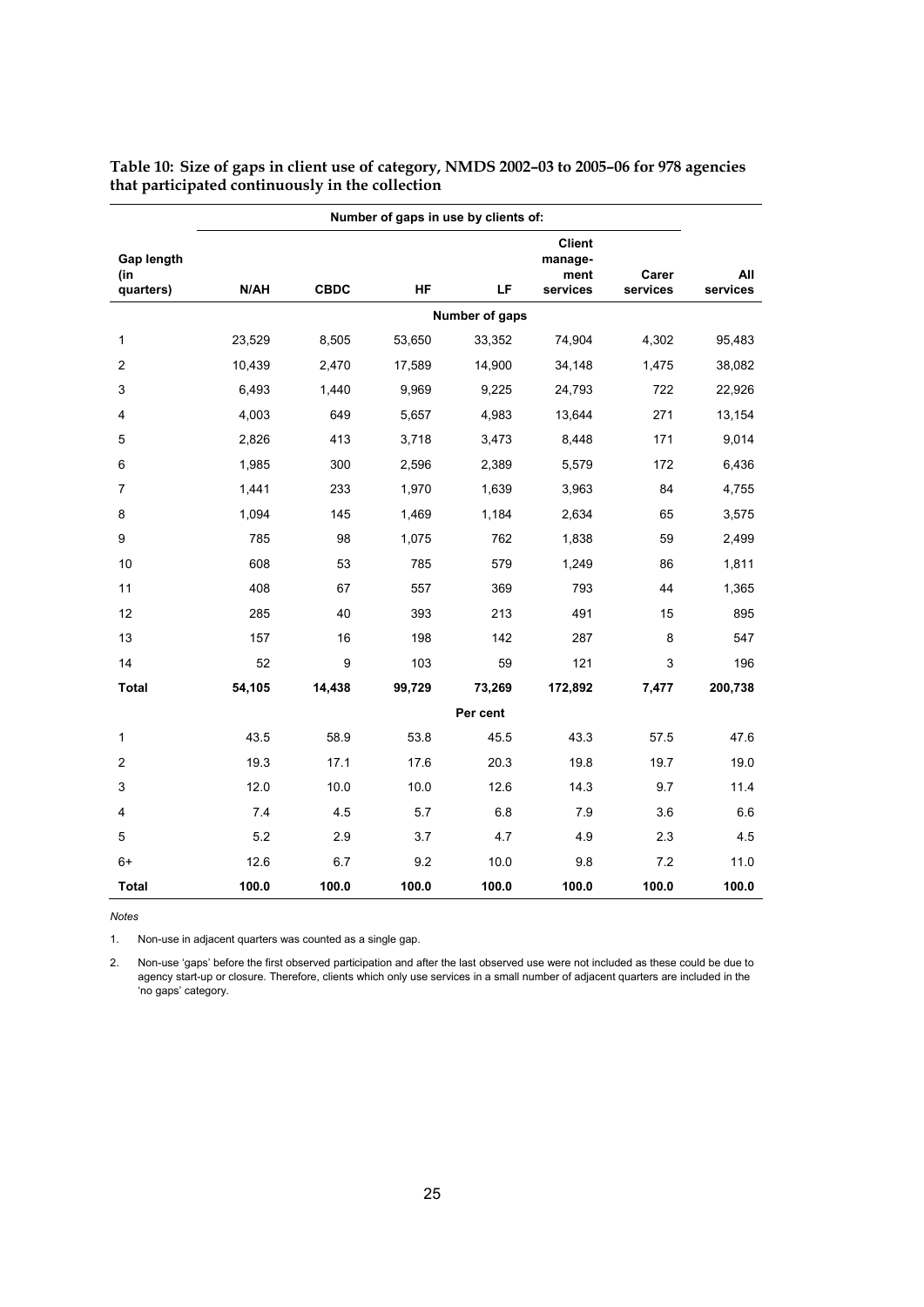**Table 10: Size of gaps in client use of category, NMDS 2002–03 to 2005–06 for 978 agencies that participated continuously in the collection**

| | Number of gaps in use by clients of: | | | | | | |
|---|---|---|---|---|---|---|---|
| Gap length (in quarters) | N/AH | CBDC | HF | LF | Client manage-ment services | Carer services | All services |
| | | | | Number of gaps | | | |
| 1 | 23,529 | 8,505 | 53,650 | 33,352 | 74,904 | 4,302 | 95,483 |
| 2 | 10,439 | 2,470 | 17,589 | 14,900 | 34,148 | 1,475 | 38,082 |
| 3 | 6,493 | 1,440 | 9,969 | 9,225 | 24,793 | 722 | 22,926 |
| 4 | 4,003 | 649 | 5,657 | 4,983 | 13,644 | 271 | 13,154 |
| 5 | 2,826 | 413 | 3,718 | 3,473 | 8,448 | 171 | 9,014 |
| 6 | 1,985 | 300 | 2,596 | 2,389 | 5,579 | 172 | 6,436 |
| 7 | 1,441 | 233 | 1,970 | 1,639 | 3,963 | 84 | 4,755 |
| 8 | 1,094 | 145 | 1,469 | 1,184 | 2,634 | 65 | 3,575 |
| 9 | 785 | 98 | 1,075 | 762 | 1,838 | 59 | 2,499 |
| 10 | 608 | 53 | 785 | 579 | 1,249 | 86 | 1,811 |
| 11 | 408 | 67 | 557 | 369 | 793 | 44 | 1,365 |
| 12 | 285 | 40 | 393 | 213 | 491 | 15 | 895 |
| 13 | 157 | 16 | 198 | 142 | 287 | 8 | 547 |
| 14 | 52 | 9 | 103 | 59 | 121 | 3 | 196 |
| **Total** | **54,105** | **14,438** | **99,729** | **73,269** | **172,892** | **7,477** | **200,738** |
| | | | | Per cent | | | |
| 1 | 43.5 | 58.9 | 53.8 | 45.5 | 43.3 | 57.5 | 47.6 |
| 2 | 19.3 | 17.1 | 17.6 | 20.3 | 19.8 | 19.7 | 19.0 |
| 3 | 12.0 | 10.0 | 10.0 | 12.6 | 14.3 | 9.7 | 11.4 |
| 4 | 7.4 | 4.5 | 5.7 | 6.8 | 7.9 | 3.6 | 6.6 |
| 5 | 5.2 | 2.9 | 3.7 | 4.7 | 4.9 | 2.3 | 4.5 |
| 6+ | 12.6 | 6.7 | 9.2 | 10.0 | 9.8 | 7.2 | 11.0 |
| **Total** | **100.0** | **100.0** | **100.0** | **100.0** | **100.0** | **100.0** | **100.0** |

*Notes*

1. Non-use in adjacent quarters was counted as a single gap.

2. Non-use 'gaps' before the first observed participation and after the last observed use were not included as these could be due to agency start-up or closure. Therefore, clients which only use services in a small number of adjacent quarters are included in the 'no gaps' category.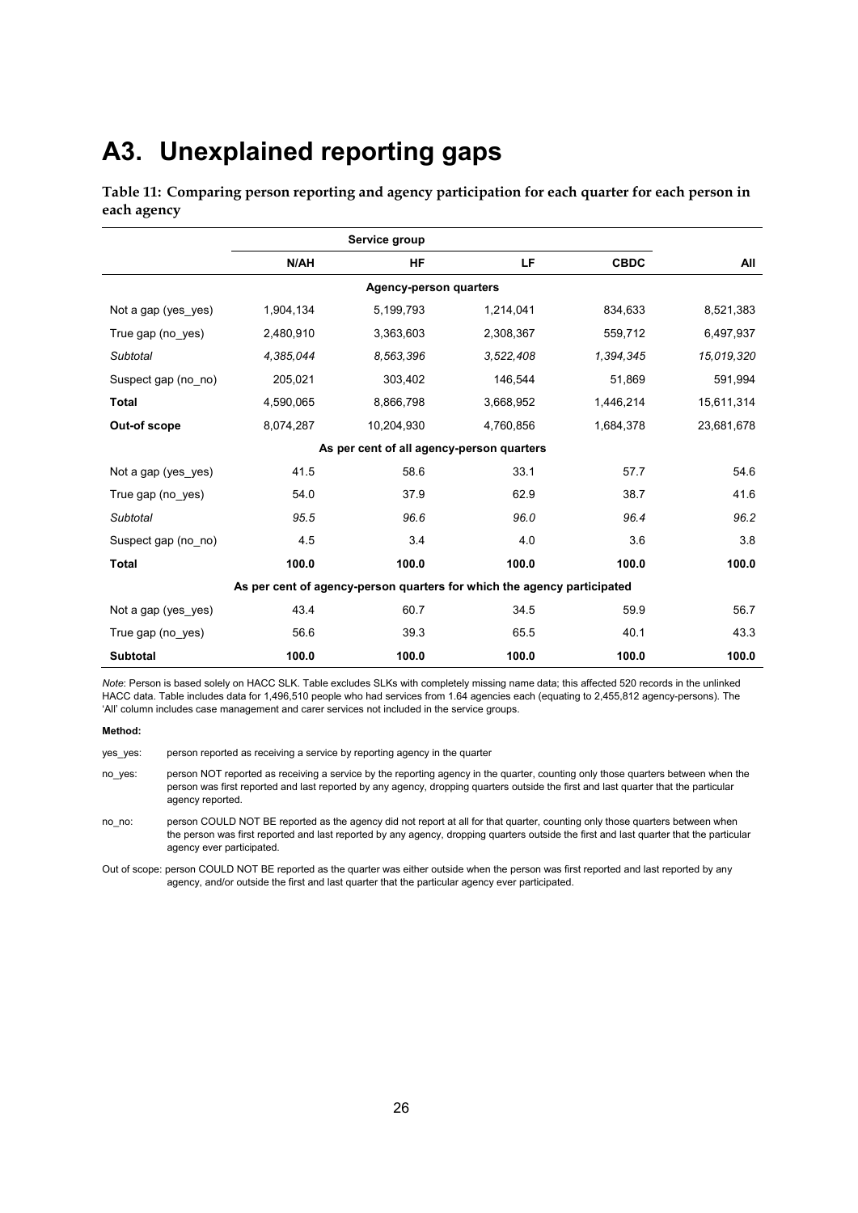# A3. Unexplained reporting gaps

**Table 11: Comparing person reporting and agency participation for each quarter for each person in each agency**

| | Service group | | | | |
|---|---|---|---|---|---|
| | **N/AH** | **HF** | **LF** | **CBDC** | **All** |
| | | **Agency-person quarters** | | | |
| Not a gap (yes_yes) | 1,904,134 | 5,199,793 | 1,214,041 | 834,633 | 8,521,383 |
| True gap (no_yes) | 2,480,910 | 3,363,603 | 2,308,367 | 559,712 | 6,497,937 |
| *Subtotal* | *4,385,044* | *8,563,396* | *3,522,408* | *1,394,345* | *15,019,320* |
| Suspect gap (no_no) | 205,021 | 303,402 | 146,544 | 51,869 | 591,994 |
| **Total** | 4,590,065 | 8,866,798 | 3,668,952 | 1,446,214 | 15,611,314 |
| **Out-of scope** | 8,074,287 | 10,204,930 | 4,760,856 | 1,684,378 | 23,681,678 |
| | | **As per cent of all agency-person quarters** | | | |
| Not a gap (yes_yes) | 41.5 | 58.6 | 33.1 | 57.7 | 54.6 |
| True gap (no_yes) | 54.0 | 37.9 | 62.9 | 38.7 | 41.6 |
| *Subtotal* | *95.5* | *96.6* | *96.0* | *96.4* | *96.2* |
| Suspect gap (no_no) | 4.5 | 3.4 | 4.0 | 3.6 | 3.8 |
| **Total** | **100.0** | **100.0** | **100.0** | **100.0** | **100.0** |
| | | **As per cent of agency-person quarters for which the agency participated** | | | |
| Not a gap (yes_yes) | 43.4 | 60.7 | 34.5 | 59.9 | 56.7 |
| True gap (no_yes) | 56.6 | 39.3 | 65.5 | 40.1 | 43.3 |
| **Subtotal** | **100.0** | **100.0** | **100.0** | **100.0** | **100.0** |

*Note*: Person is based solely on HACC SLK. Table excludes SLKs with completely missing name data; this affected 520 records in the unlinked HACC data. Table includes data for 1,496,510 people who had services from 1.64 agencies each (equating to 2,455,812 agency-persons). The 'All' column includes case management and carer services not included in the service groups.

**Method:**

yes_yes: person reported as receiving a service by reporting agency in the quarter

no_yes: person NOT reported as receiving a service by the reporting agency in the quarter, counting only those quarters between when the person was first reported and last reported by any agency, dropping quarters outside the first and last quarter that the particular agency reported.

no_no: person COULD NOT BE reported as the agency did not report at all for that quarter, counting only those quarters between when the person was first reported and last reported by any agency, dropping quarters outside the first and last quarter that the particular agency ever participated.

Out of scope: person COULD NOT BE reported as the quarter was either outside when the person was first reported and last reported by any agency, and/or outside the first and last quarter that the particular agency ever participated.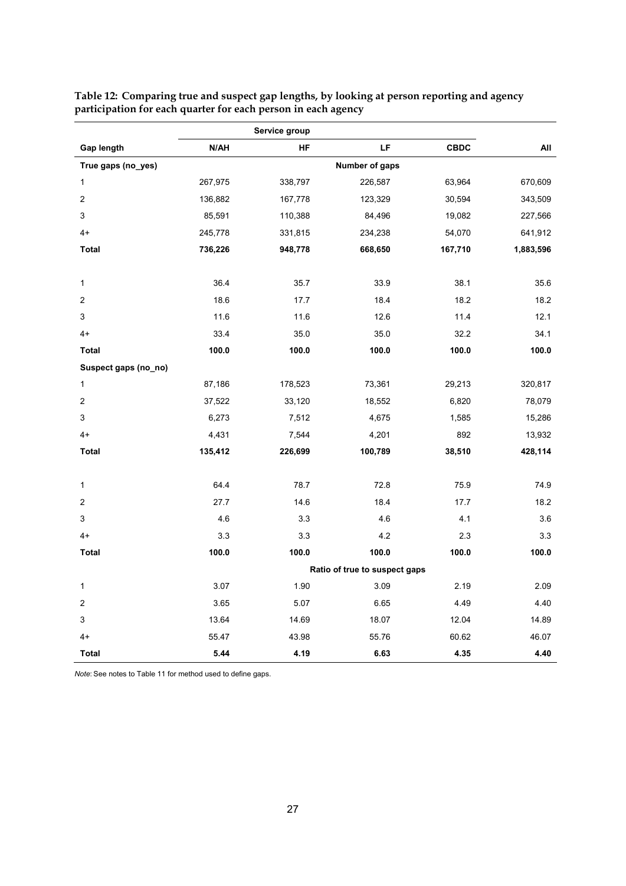**Table 12: Comparing true and suspect gap lengths, by looking at person reporting and agency participation for each quarter for each person in each agency**

| | Service group | | | | |
|---|---|---|---|---|---|
| **Gap length** | **N/AH** | **HF** | **LF** | **CBDC** | **All** |
| **True gaps (no_yes)** | | | **Number of gaps** | | |
| 1 | 267,975 | 338,797 | 226,587 | 63,964 | 670,609 |
| 2 | 136,882 | 167,778 | 123,329 | 30,594 | 343,509 |
| 3 | 85,591 | 110,388 | 84,496 | 19,082 | 227,566 |
| 4+ | 245,778 | 331,815 | 234,238 | 54,070 | 641,912 |
| **Total** | **736,226** | **948,778** | **668,650** | **167,710** | **1,883,596** |
| | | | | | |
| 1 | 36.4 | 35.7 | 33.9 | 38.1 | 35.6 |
| 2 | 18.6 | 17.7 | 18.4 | 18.2 | 18.2 |
| 3 | 11.6 | 11.6 | 12.6 | 11.4 | 12.1 |
| 4+ | 33.4 | 35.0 | 35.0 | 32.2 | 34.1 |
| **Total** | **100.0** | **100.0** | **100.0** | **100.0** | **100.0** |
| **Suspect gaps (no_no)** | | | | | |
| 1 | 87,186 | 178,523 | 73,361 | 29,213 | 320,817 |
| 2 | 37,522 | 33,120 | 18,552 | 6,820 | 78,079 |
| 3 | 6,273 | 7,512 | 4,675 | 1,585 | 15,286 |
| 4+ | 4,431 | 7,544 | 4,201 | 892 | 13,932 |
| **Total** | **135,412** | **226,699** | **100,789** | **38,510** | **428,114** |
| | | | | | |
| 1 | 64.4 | 78.7 | 72.8 | 75.9 | 74.9 |
| 2 | 27.7 | 14.6 | 18.4 | 17.7 | 18.2 |
| 3 | 4.6 | 3.3 | 4.6 | 4.1 | 3.6 |
| 4+ | 3.3 | 3.3 | 4.2 | 2.3 | 3.3 |
| **Total** | **100.0** | **100.0** | **100.0** | **100.0** | **100.0** |
| | | | **Ratio of true to suspect gaps** | | |
| 1 | 3.07 | 1.90 | 3.09 | 2.19 | 2.09 |
| 2 | 3.65 | 5.07 | 6.65 | 4.49 | 4.40 |
| 3 | 13.64 | 14.69 | 18.07 | 12.04 | 14.89 |
| 4+ | 55.47 | 43.98 | 55.76 | 60.62 | 46.07 |
| **Total** | **5.44** | **4.19** | **6.63** | **4.35** | **4.40** |

*Note:* See notes to Table 11 for method used to define gaps.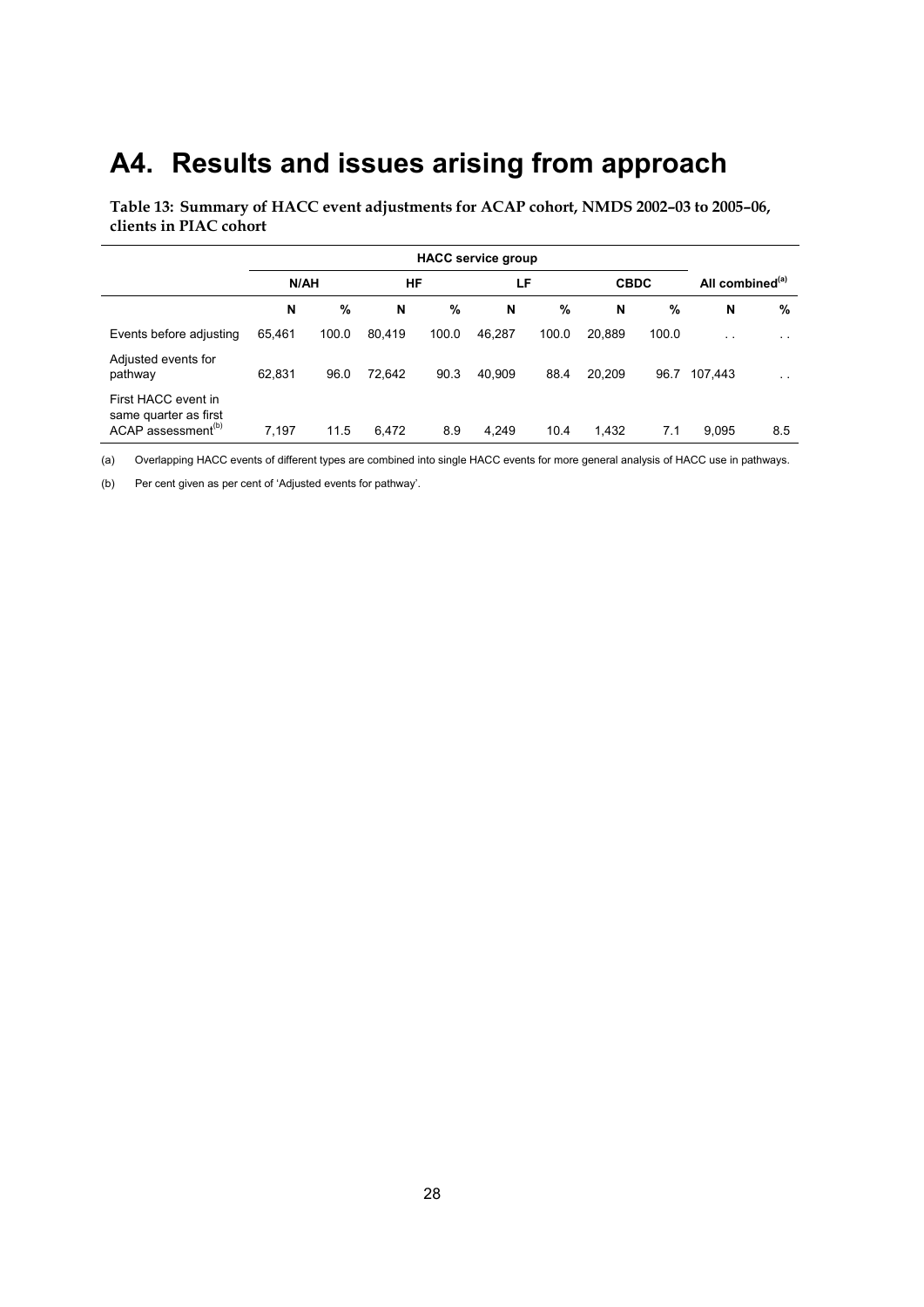# A4. Results and issues arising from approach

**Table 13: Summary of HACC event adjustments for ACAP cohort, NMDS 2002–03 to 2005–06, clients in PIAC cohort**

| | HACC service group | | | | | | | | | |
|---|---|---|---|---|---|---|---|---|---|---|
| | N/AH | | HF | | LF | | CBDC | | All combined[(a)] | |
| | N | % | N | % | N | % | N | % | N | % |
| Events before adjusting | 65,461 | 100.0 | 80,419 | 100.0 | 46,287 | 100.0 | 20,889 | 100.0 | . . | . . |
| Adjusted events for pathway | 62,831 | 96.0 | 72,642 | 90.3 | 40,909 | 88.4 | 20,209 | 96.7 | 107,443 | . . |
| First HACC event in same quarter as first ACAP assessment[(b)] | 7,197 | 11.5 | 6,472 | 8.9 | 4,249 | 10.4 | 1,432 | 7.1 | 9,095 | 8.5 |

(a) Overlapping HACC events of different types are combined into single HACC events for more general analysis of HACC use in pathways.

(b) Per cent given as per cent of 'Adjusted events for pathway'.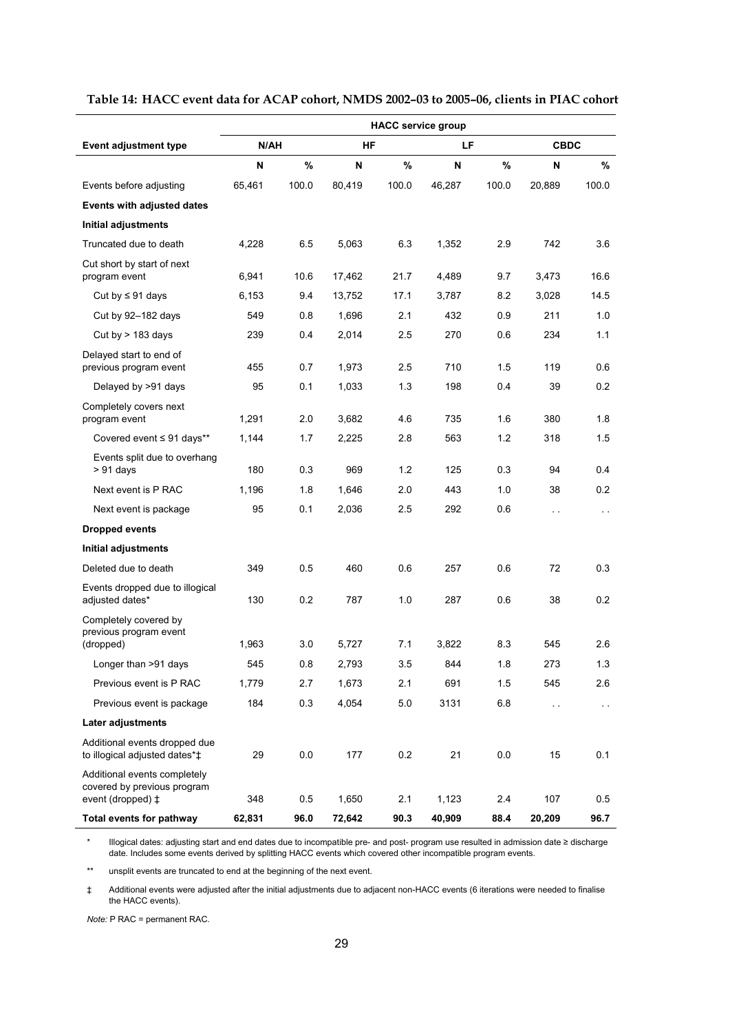**Table 14: HACC event data for ACAP cohort, NMDS 2002–03 to 2005–06, clients in PIAC cohort**

| | HACC service group | | | | | | | |
|---|---|---|---|---|---|---|---|---|
| **Event adjustment type** | **N/AH** | | **HF** | | **LF** | | **CBDC** | |
| | **N** | **%** | **N** | **%** | **N** | **%** | **N** | **%** |
| Events before adjusting | 65,461 | 100.0 | 80,419 | 100.0 | 46,287 | 100.0 | 20,889 | 100.0 |
| **Events with adjusted dates** | | | | | | | | |
| **Initial adjustments** | | | | | | | | |
| Truncated due to death | 4,228 | 6.5 | 5,063 | 6.3 | 1,352 | 2.9 | 742 | 3.6 |
| Cut short by start of next program event | 6,941 | 10.6 | 17,462 | 21.7 | 4,489 | 9.7 | 3,473 | 16.6 |
| Cut by ≤ 91 days | 6,153 | 9.4 | 13,752 | 17.1 | 3,787 | 8.2 | 3,028 | 14.5 |
| Cut by 92–182 days | 549 | 0.8 | 1,696 | 2.1 | 432 | 0.9 | 211 | 1.0 |
| Cut by > 183 days | 239 | 0.4 | 2,014 | 2.5 | 270 | 0.6 | 234 | 1.1 |
| Delayed start to end of previous program event | 455 | 0.7 | 1,973 | 2.5 | 710 | 1.5 | 119 | 0.6 |
| Delayed by >91 days | 95 | 0.1 | 1,033 | 1.3 | 198 | 0.4 | 39 | 0.2 |
| Completely covers next program event | 1,291 | 2.0 | 3,682 | 4.6 | 735 | 1.6 | 380 | 1.8 |
| Covered event ≤ 91 days** | 1,144 | 1.7 | 2,225 | 2.8 | 563 | 1.2 | 318 | 1.5 |
| Events split due to overhang > 91 days | 180 | 0.3 | 969 | 1.2 | 125 | 0.3 | 94 | 0.4 |
| Next event is P RAC | 1,196 | 1.8 | 1,646 | 2.0 | 443 | 1.0 | 38 | 0.2 |
| Next event is package | 95 | 0.1 | 2,036 | 2.5 | 292 | 0.6 | . . | . . |
| **Dropped events** | | | | | | | | |
| **Initial adjustments** | | | | | | | | |
| Deleted due to death | 349 | 0.5 | 460 | 0.6 | 257 | 0.6 | 72 | 0.3 |
| Events dropped due to illogical adjusted dates* | 130 | 0.2 | 787 | 1.0 | 287 | 0.6 | 38 | 0.2 |
| Completely covered by previous program event (dropped) | 1,963 | 3.0 | 5,727 | 7.1 | 3,822 | 8.3 | 545 | 2.6 |
| Longer than >91 days | 545 | 0.8 | 2,793 | 3.5 | 844 | 1.8 | 273 | 1.3 |
| Previous event is P RAC | 1,779 | 2.7 | 1,673 | 2.1 | 691 | 1.5 | 545 | 2.6 |
| Previous event is package | 184 | 0.3 | 4,054 | 5.0 | 3131 | 6.8 | . . | . . |
| **Later adjustments** | | | | | | | | |
| Additional events dropped due to illogical adjusted dates*‡ | 29 | 0.0 | 177 | 0.2 | 21 | 0.0 | 15 | 0.1 |
| Additional events completely covered by previous program event (dropped) ‡ | 348 | 0.5 | 1,650 | 2.1 | 1,123 | 2.4 | 107 | 0.5 |
| **Total events for pathway** | **62,831** | **96.0** | **72,642** | **90.3** | **40,909** | **88.4** | **20,209** | **96.7** |

\* Illogical dates: adjusting start and end dates due to incompatible pre- and post- program use resulted in admission date ≥ discharge date. Includes some events derived by splitting HACC events which covered other incompatible program events.

** unsplit events are truncated to end at the beginning of the next event.

‡ Additional events were adjusted after the initial adjustments due to adjacent non-HACC events (6 iterations were needed to finalise the HACC events).

*Note:* P RAC = permanent RAC.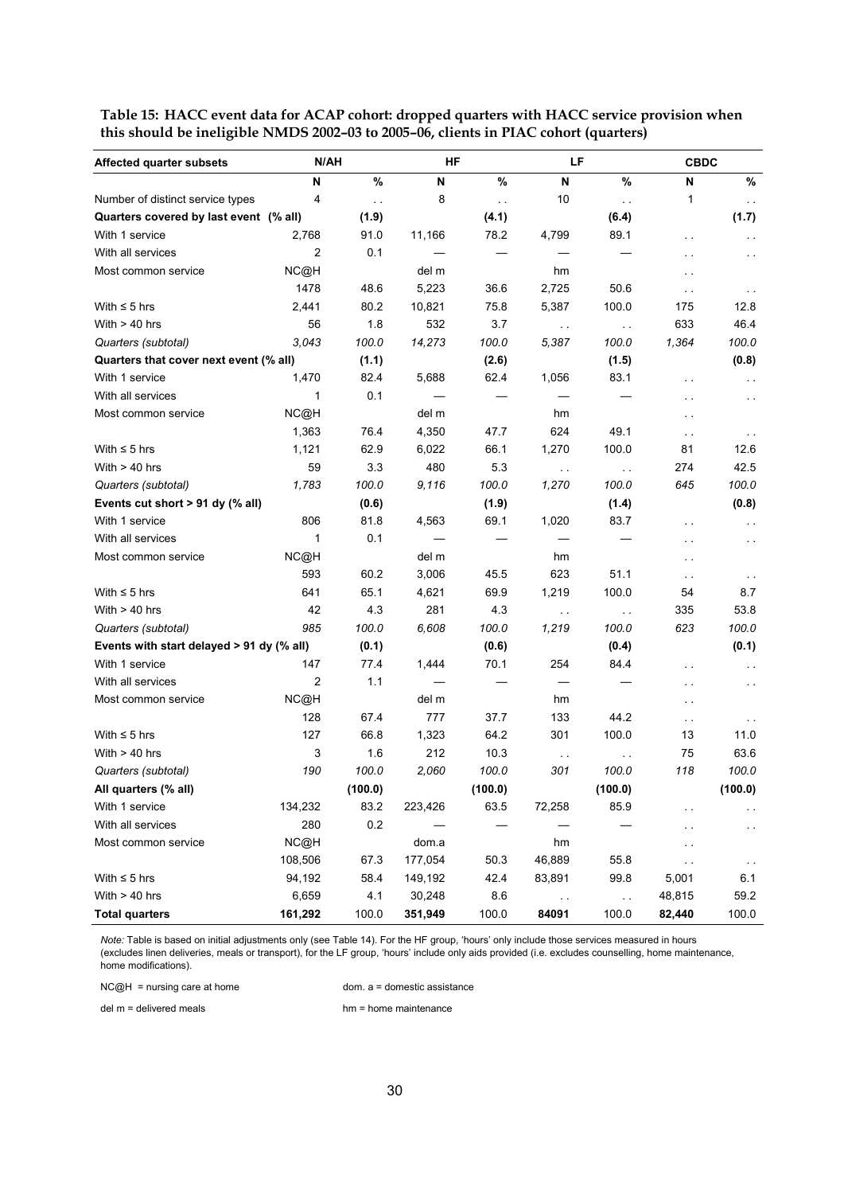**Table 15: HACC event data for ACAP cohort: dropped quarters with HACC service provision when this should be ineligible NMDS 2002–03 to 2005–06, clients in PIAC cohort (quarters)**

| Affected quarter subsets | N/AH | | HF | | LF | | CBDC | |
|---|---|---|---|---|---|---|---|---|
| | N | % | N | % | N | % | N | % |
| Number of distinct service types | 4 | . . | 8 | . . | 10 | . . | 1 | . . |
| **Quarters covered by last event (% all)** | | **(1.9)** | | **(4.1)** | | **(6.4)** | | **(1.7)** |
| With 1 service | 2,768 | 91.0 | 11,166 | 78.2 | 4,799 | 89.1 | . . | . . |
| With all services | 2 | 0.1 | — | — | — | — | . . | . . |
| Most common service | NC@H | | del m | | hm | | . . | |
| | 1478 | 48.6 | 5,223 | 36.6 | 2,725 | 50.6 | . . | . . |
| With ≤ 5 hrs | 2,441 | 80.2 | 10,821 | 75.8 | 5,387 | 100.0 | 175 | 12.8 |
| With > 40 hrs | 56 | 1.8 | 532 | 3.7 | . . | . . | 633 | 46.4 |
| *Quarters (subtotal)* | *3,043* | *100.0* | *14,273* | *100.0* | *5,387* | *100.0* | *1,364* | *100.0* |
| **Quarters that cover next event (% all)** | | **(1.1)** | | **(2.6)** | | **(1.5)** | | **(0.8)** |
| With 1 service | 1,470 | 82.4 | 5,688 | 62.4 | 1,056 | 83.1 | . . | . . |
| With all services | 1 | 0.1 | — | — | — | — | . . | . . |
| Most common service | NC@H | | del m | | hm | | . . | |
| | 1,363 | 76.4 | 4,350 | 47.7 | 624 | 49.1 | . . | . . |
| With ≤ 5 hrs | 1,121 | 62.9 | 6,022 | 66.1 | 1,270 | 100.0 | 81 | 12.6 |
| With > 40 hrs | 59 | 3.3 | 480 | 5.3 | . . | . . | 274 | 42.5 |
| *Quarters (subtotal)* | *1,783* | *100.0* | *9,116* | *100.0* | *1,270* | *100.0* | *645* | *100.0* |
| **Events cut short > 91 dy (% all)** | | **(0.6)** | | **(1.9)** | | **(1.4)** | | **(0.8)** |
| With 1 service | 806 | 81.8 | 4,563 | 69.1 | 1,020 | 83.7 | . . | . . |
| With all services | 1 | 0.1 | — | — | — | — | . . | . . |
| Most common service | NC@H | | del m | | hm | | . . | |
| | 593 | 60.2 | 3,006 | 45.5 | 623 | 51.1 | . . | . . |
| With ≤ 5 hrs | 641 | 65.1 | 4,621 | 69.9 | 1,219 | 100.0 | 54 | 8.7 |
| With > 40 hrs | 42 | 4.3 | 281 | 4.3 | . . | . . | 335 | 53.8 |
| *Quarters (subtotal)* | *985* | *100.0* | *6,608* | *100.0* | *1,219* | *100.0* | *623* | *100.0* |
| **Events with start delayed > 91 dy (% all)** | | **(0.1)** | | **(0.6)** | | **(0.4)** | | **(0.1)** |
| With 1 service | 147 | 77.4 | 1,444 | 70.1 | 254 | 84.4 | . . | . . |
| With all services | 2 | 1.1 | — | — | — | — | . . | . . |
| Most common service | NC@H | | del m | | hm | | . . | |
| | 128 | 67.4 | 777 | 37.7 | 133 | 44.2 | . . | . . |
| With ≤ 5 hrs | 127 | 66.8 | 1,323 | 64.2 | 301 | 100.0 | 13 | 11.0 |
| With > 40 hrs | 3 | 1.6 | 212 | 10.3 | . . | . . | 75 | 63.6 |
| *Quarters (subtotal)* | *190* | *100.0* | *2,060* | *100.0* | *301* | *100.0* | *118* | *100.0* |
| **All quarters (% all)** | | **(100.0)** | | **(100.0)** | | **(100.0)** | | **(100.0)** |
| With 1 service | 134,232 | 83.2 | 223,426 | 63.5 | 72,258 | 85.9 | . . | . . |
| With all services | 280 | 0.2 | — | — | — | — | . . | . . |
| Most common service | NC@H | | dom.a | | hm | | . . | |
| | 108,506 | 67.3 | 177,054 | 50.3 | 46,889 | 55.8 | . . | . . |
| With ≤ 5 hrs | 94,192 | 58.4 | 149,192 | 42.4 | 83,891 | 99.8 | 5,001 | 6.1 |
| With > 40 hrs | 6,659 | 4.1 | 30,248 | 8.6 | . . | . . | 48,815 | 59.2 |
| **Total quarters** | **161,292** | 100.0 | **351,949** | 100.0 | **84091** | 100.0 | **82,440** | 100.0 |

*Note:* Table is based on initial adjustments only (see Table 14). For the HF group, 'hours' only include those services measured in hours (excludes linen deliveries, meals or transport), for the LF group, 'hours' include only aids provided (i.e. excludes counselling, home maintenance, home modifications).

NC@H = nursing care at home

dom. a = domestic assistance

del m = delivered meals

hm = home maintenance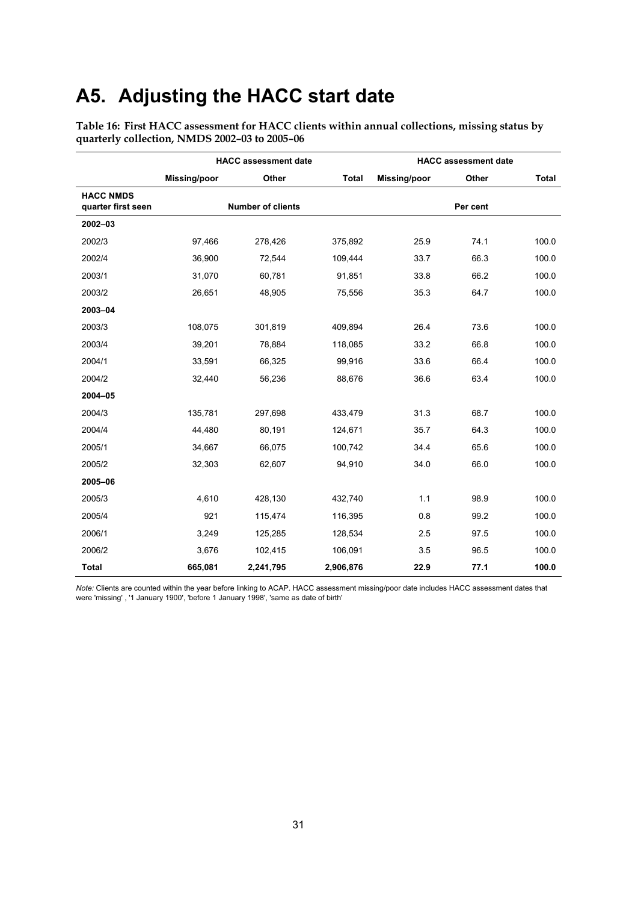# A5. Adjusting the HACC start date

**Table 16: First HACC assessment for HACC clients within annual collections, missing status by quarterly collection, NMDS 2002–03 to 2005–06**

| | HACC assessment date | | | HACC assessment date | | |
|---|---|---|---|---|---|---|
| | Missing/poor | Other | Total | Missing/poor | Other | Total |
| **HACC NMDS quarter first seen** | Number of clients | | | Per cent | | |
| **2002–03** | | | | | | |
| 2002/3 | 97,466 | 278,426 | 375,892 | 25.9 | 74.1 | 100.0 |
| 2002/4 | 36,900 | 72,544 | 109,444 | 33.7 | 66.3 | 100.0 |
| 2003/1 | 31,070 | 60,781 | 91,851 | 33.8 | 66.2 | 100.0 |
| 2003/2 | 26,651 | 48,905 | 75,556 | 35.3 | 64.7 | 100.0 |
| **2003–04** | | | | | | |
| 2003/3 | 108,075 | 301,819 | 409,894 | 26.4 | 73.6 | 100.0 |
| 2003/4 | 39,201 | 78,884 | 118,085 | 33.2 | 66.8 | 100.0 |
| 2004/1 | 33,591 | 66,325 | 99,916 | 33.6 | 66.4 | 100.0 |
| 2004/2 | 32,440 | 56,236 | 88,676 | 36.6 | 63.4 | 100.0 |
| **2004–05** | | | | | | |
| 2004/3 | 135,781 | 297,698 | 433,479 | 31.3 | 68.7 | 100.0 |
| 2004/4 | 44,480 | 80,191 | 124,671 | 35.7 | 64.3 | 100.0 |
| 2005/1 | 34,667 | 66,075 | 100,742 | 34.4 | 65.6 | 100.0 |
| 2005/2 | 32,303 | 62,607 | 94,910 | 34.0 | 66.0 | 100.0 |
| **2005–06** | | | | | | |
| 2005/3 | 4,610 | 428,130 | 432,740 | 1.1 | 98.9 | 100.0 |
| 2005/4 | 921 | 115,474 | 116,395 | 0.8 | 99.2 | 100.0 |
| 2006/1 | 3,249 | 125,285 | 128,534 | 2.5 | 97.5 | 100.0 |
| 2006/2 | 3,676 | 102,415 | 106,091 | 3.5 | 96.5 | 100.0 |
| **Total** | **665,081** | **2,241,795** | **2,906,876** | **22.9** | **77.1** | **100.0** |

*Note:* Clients are counted within the year before linking to ACAP. HACC assessment missing/poor date includes HACC assessment dates that were 'missing' , '1 January 1900', 'before 1 January 1998', 'same as date of birth'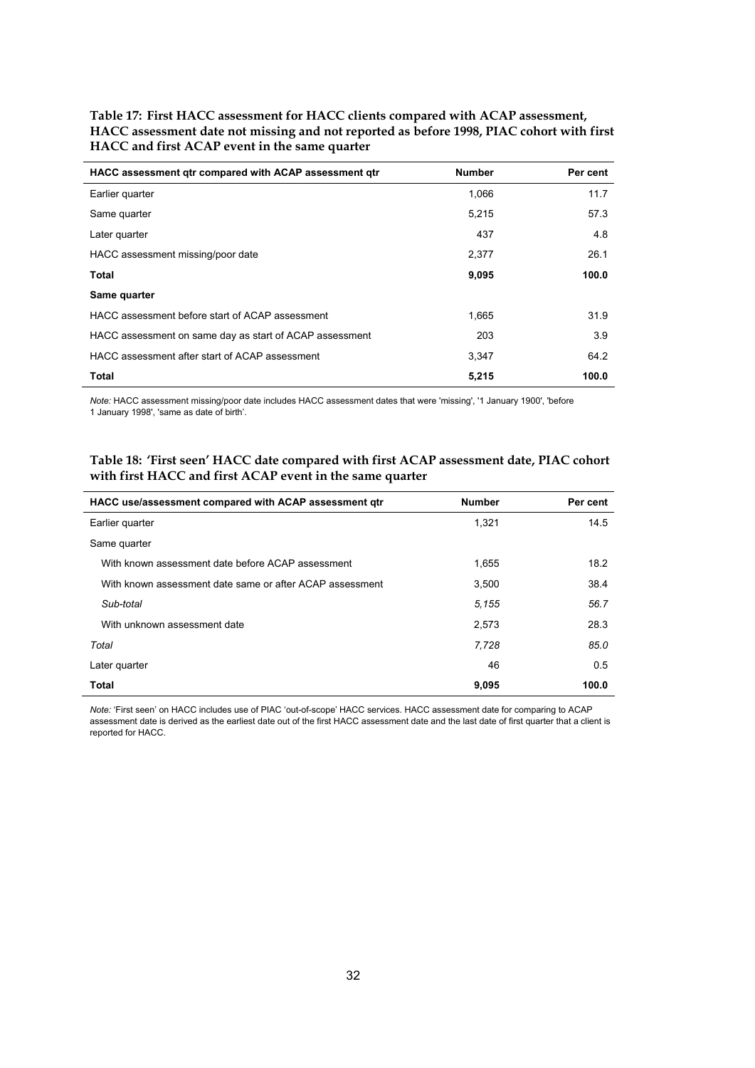**Table 17: First HACC assessment for HACC clients compared with ACAP assessment, HACC assessment date not missing and not reported as before 1998, PIAC cohort with first HACC and first ACAP event in the same quarter**

| HACC assessment qtr compared with ACAP assessment qtr | Number | Per cent |
|---|---|---|
| Earlier quarter | 1,066 | 11.7 |
| Same quarter | 5,215 | 57.3 |
| Later quarter | 437 | 4.8 |
| HACC assessment missing/poor date | 2,377 | 26.1 |
| **Total** | **9,095** | **100.0** |
| **Same quarter** | | |
| HACC assessment before start of ACAP assessment | 1,665 | 31.9 |
| HACC assessment on same day as start of ACAP assessment | 203 | 3.9 |
| HACC assessment after start of ACAP assessment | 3,347 | 64.2 |
| **Total** | **5,215** | **100.0** |

*Note:* HACC assessment missing/poor date includes HACC assessment dates that were 'missing', '1 January 1900', 'before 1 January 1998', 'same as date of birth'.

**Table 18: 'First seen' HACC date compared with first ACAP assessment date, PIAC cohort with first HACC and first ACAP event in the same quarter**

| HACC use/assessment compared with ACAP assessment qtr | Number | Per cent |
|---|---|---|
| Earlier quarter | 1,321 | 14.5 |
| Same quarter | | |
| With known assessment date before ACAP assessment | 1,655 | 18.2 |
| With known assessment date same or after ACAP assessment | 3,500 | 38.4 |
| *Sub-total* | *5,155* | *56.7* |
| With unknown assessment date | 2,573 | 28.3 |
| *Total* | *7,728* | *85.0* |
| Later quarter | 46 | 0.5 |
| **Total** | **9,095** | **100.0** |

*Note:* 'First seen' on HACC includes use of PIAC 'out-of-scope' HACC services. HACC assessment date for comparing to ACAP assessment date is derived as the earliest date out of the first HACC assessment date and the last date of first quarter that a client is reported for HACC.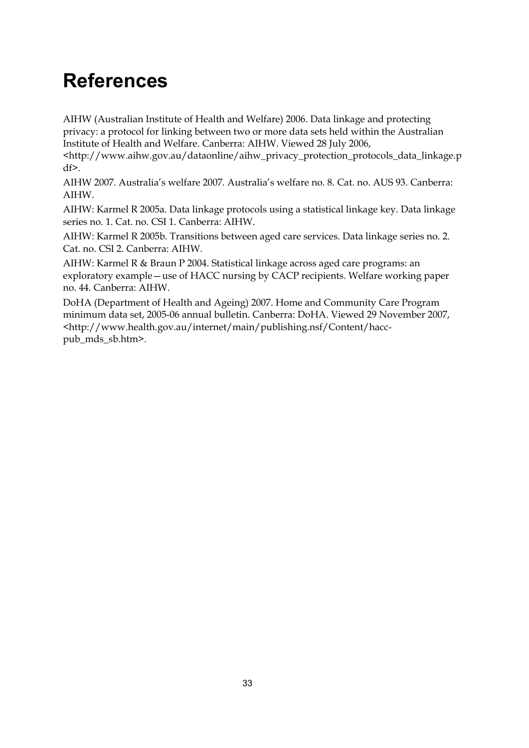# References

AIHW (Australian Institute of Health and Welfare) 2006. Data linkage and protecting privacy: a protocol for linking between two or more data sets held within the Australian Institute of Health and Welfare. Canberra: AIHW. Viewed 28 July 2006, <http://www.aihw.gov.au/dataonline/aihw_privacy_protection_protocols_data_linkage.pdf>.

AIHW 2007. Australia's welfare 2007. Australia's welfare no. 8. Cat. no. AUS 93. Canberra: AIHW.

AIHW: Karmel R 2005a. Data linkage protocols using a statistical linkage key. Data linkage series no. 1. Cat. no. CSI 1. Canberra: AIHW.

AIHW: Karmel R 2005b. Transitions between aged care services. Data linkage series no. 2. Cat. no. CSI 2. Canberra: AIHW.

AIHW: Karmel R & Braun P 2004. Statistical linkage across aged care programs: an exploratory example—use of HACC nursing by CACP recipients. Welfare working paper no. 44. Canberra: AIHW.

DoHA (Department of Health and Ageing) 2007. Home and Community Care Program minimum data set, 2005-06 annual bulletin. Canberra: DoHA. Viewed 29 November 2007, <http://www.health.gov.au/internet/main/publishing.nsf/Content/hacc-pub_mds_sb.htm>.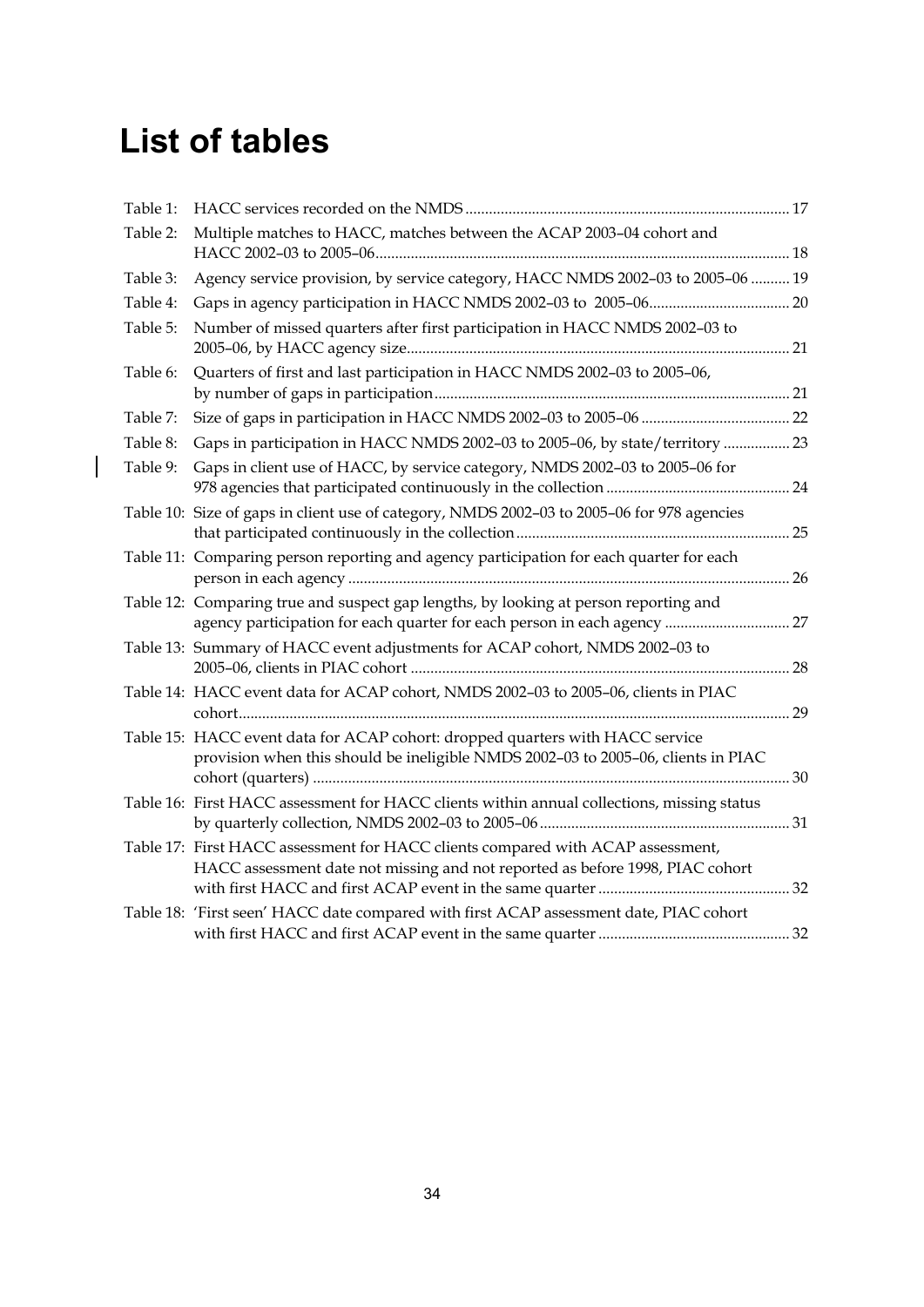# List of tables

Table 1: HACC services recorded on the NMDS .................................................................................. 17

Table 2: Multiple matches to HACC, matches between the ACAP 2003–04 cohort and HACC 2002–03 to 2005–06.......................................................................................................... 18

Table 3: Agency service provision, by service category, HACC NMDS 2002–03 to 2005–06 .......... 19

Table 4: Gaps in agency participation in HACC NMDS 2002–03 to 2005–06.................................... 20

Table 5: Number of missed quarters after first participation in HACC NMDS 2002–03 to 2005–06, by HACC agency size................................................................................................. 21

Table 6: Quarters of first and last participation in HACC NMDS 2002–03 to 2005–06, by number of gaps in participation.......................................................................................... 21

Table 7: Size of gaps in participation in HACC NMDS 2002–03 to 2005–06 ...................................... 22

Table 8: Gaps in participation in HACC NMDS 2002–03 to 2005–06, by state/territory ................. 23

Table 9: Gaps in client use of HACC, by service category, NMDS 2002–03 to 2005–06 for 978 agencies that participated continuously in the collection .............................................. 24

Table 10: Size of gaps in client use of category, NMDS 2002–03 to 2005–06 for 978 agencies that participated continuously in the collection...................................................................... 25

Table 11: Comparing person reporting and agency participation for each quarter for each person in each agency ................................................................................................................ 26

Table 12: Comparing true and suspect gap lengths, by looking at person reporting and agency participation for each quarter for each person in each agency ................................ 27

Table 13: Summary of HACC event adjustments for ACAP cohort, NMDS 2002–03 to 2005–06, clients in PIAC cohort ................................................................................................ 28

Table 14: HACC event data for ACAP cohort, NMDS 2002–03 to 2005–06, clients in PIAC cohort............................................................................................................................................ 29

Table 15: HACC event data for ACAP cohort: dropped quarters with HACC service provision when this should be ineligible NMDS 2002–03 to 2005–06, clients in PIAC cohort (quarters) ......................................................................................................................... 30

Table 16: First HACC assessment for HACC clients within annual collections, missing status by quarterly collection, NMDS 2002–03 to 2005–06 ................................................................ 31

Table 17: First HACC assessment for HACC clients compared with ACAP assessment, HACC assessment date not missing and not reported as before 1998, PIAC cohort with first HACC and first ACAP event in the same quarter ................................................. 32

Table 18: 'First seen' HACC date compared with first ACAP assessment date, PIAC cohort with first HACC and first ACAP event in the same quarter ................................................. 32